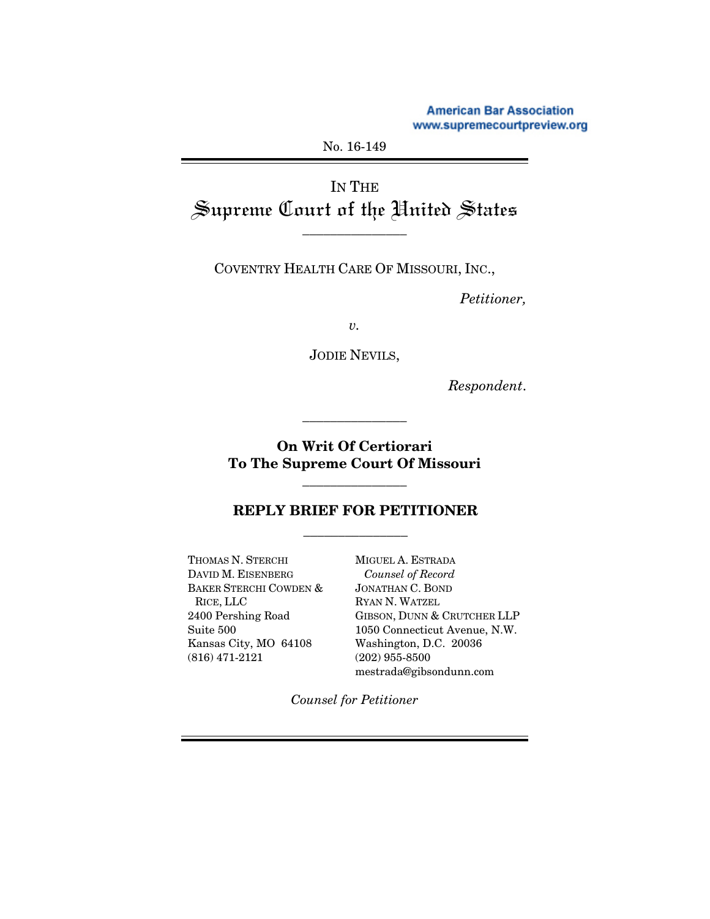American Bar Association
www.supremecourtpreview.org

No. 16-149

IN THE
# Supreme Court of the United States

---

COVENTRY HEALTH CARE OF MISSOURI, INC.,

*Petitioner,*

*v.*

JODIE NEVILS,

*Respondent*.

---

**On Writ Of Certiorari**
**To The Supreme Court Of Missouri**

---

## REPLY BRIEF FOR PETITIONER

---

THOMAS N. STERCHI
DAVID M. EISENBERG
BAKER STERCHI COWDEN & RICE, LLC
2400 Pershing Road
Suite 500
Kansas City, MO 64108
(816) 471-2121

MIGUEL A. ESTRADA
*Counsel of Record*
JONATHAN C. BOND
RYAN N. WATZEL
GIBSON, DUNN & CRUTCHER LLP
1050 Connecticut Avenue, N.W.
Washington, D.C. 20036
(202) 955-8500
mestrada@gibsondunn.com

*Counsel for Petitioner*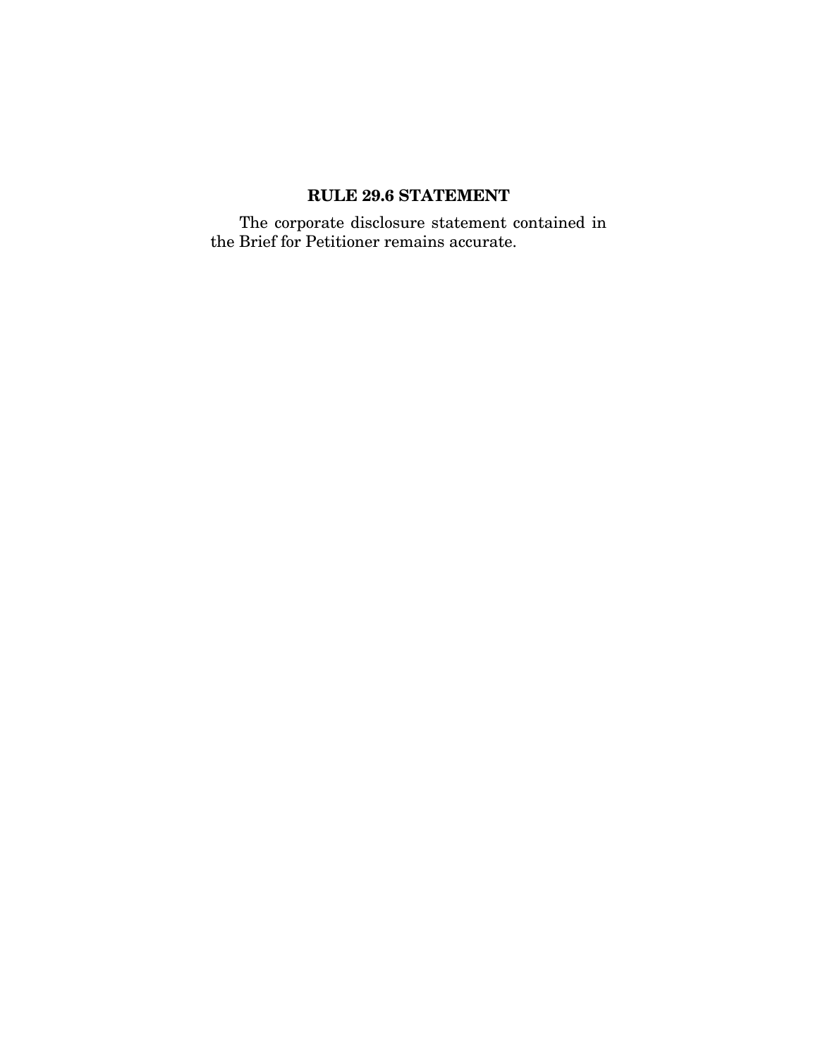## RULE 29.6 STATEMENT

The corporate disclosure statement contained in the Brief for Petitioner remains accurate.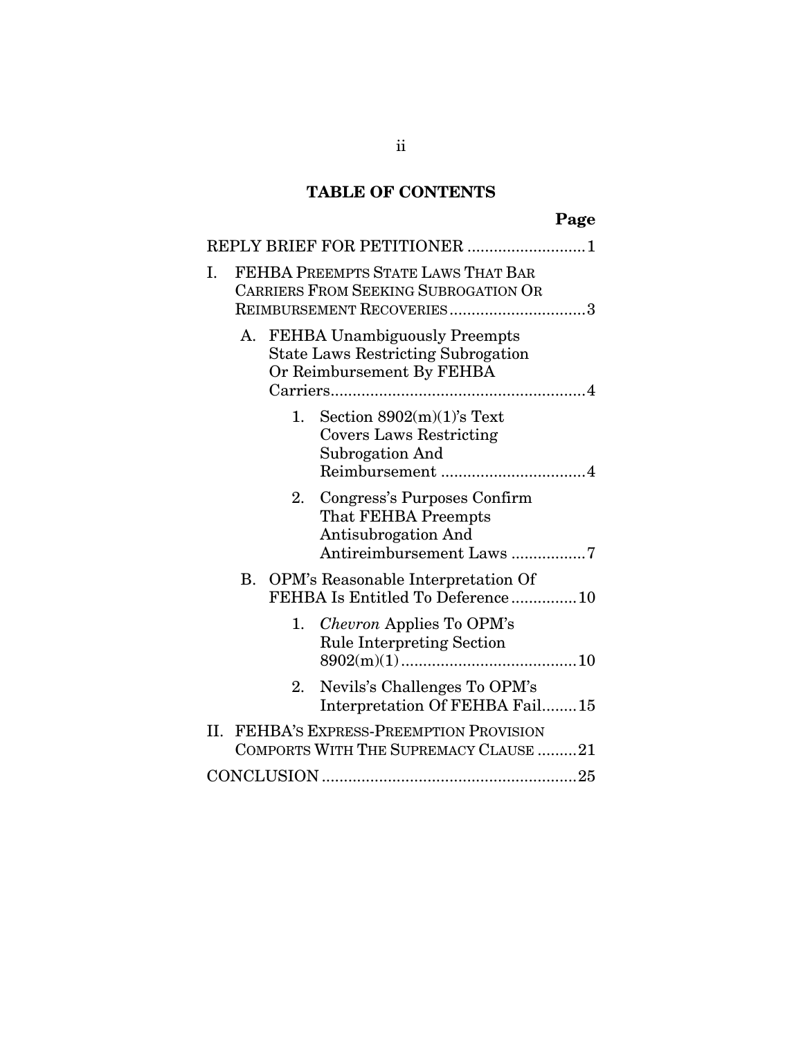## TABLE OF CONTENTS

**Page**

REPLY BRIEF FOR PETITIONER ........................... 1

I. FEHBA PREEMPTS STATE LAWS THAT BAR CARRIERS FROM SEEKING SUBROGATION OR REIMBURSEMENT RECOVERIES ............................... 3

  A. FEHBA Unambiguously Preempts State Laws Restricting Subrogation Or Reimbursement By FEHBA Carriers .......................................................... 4

    1. Section 8902(m)(1)'s Text Covers Laws Restricting Subrogation And Reimbursement ................................. 4

    2. Congress's Purposes Confirm That FEHBA Preempts Antisubrogation And Antireimbursement Laws ................. 7

  B. OPM's Reasonable Interpretation Of FEHBA Is Entitled To Deference ............... 10

    1. *Chevron* Applies To OPM's Rule Interpreting Section 8902(m)(1) ........................................ 10

    2. Nevils's Challenges To OPM's Interpretation Of FEHBA Fail ........ 15

II. FEHBA'S EXPRESS-PREEMPTION PROVISION COMPORTS WITH THE SUPREMACY CLAUSE ......... 21

CONCLUSION ......................................................... 25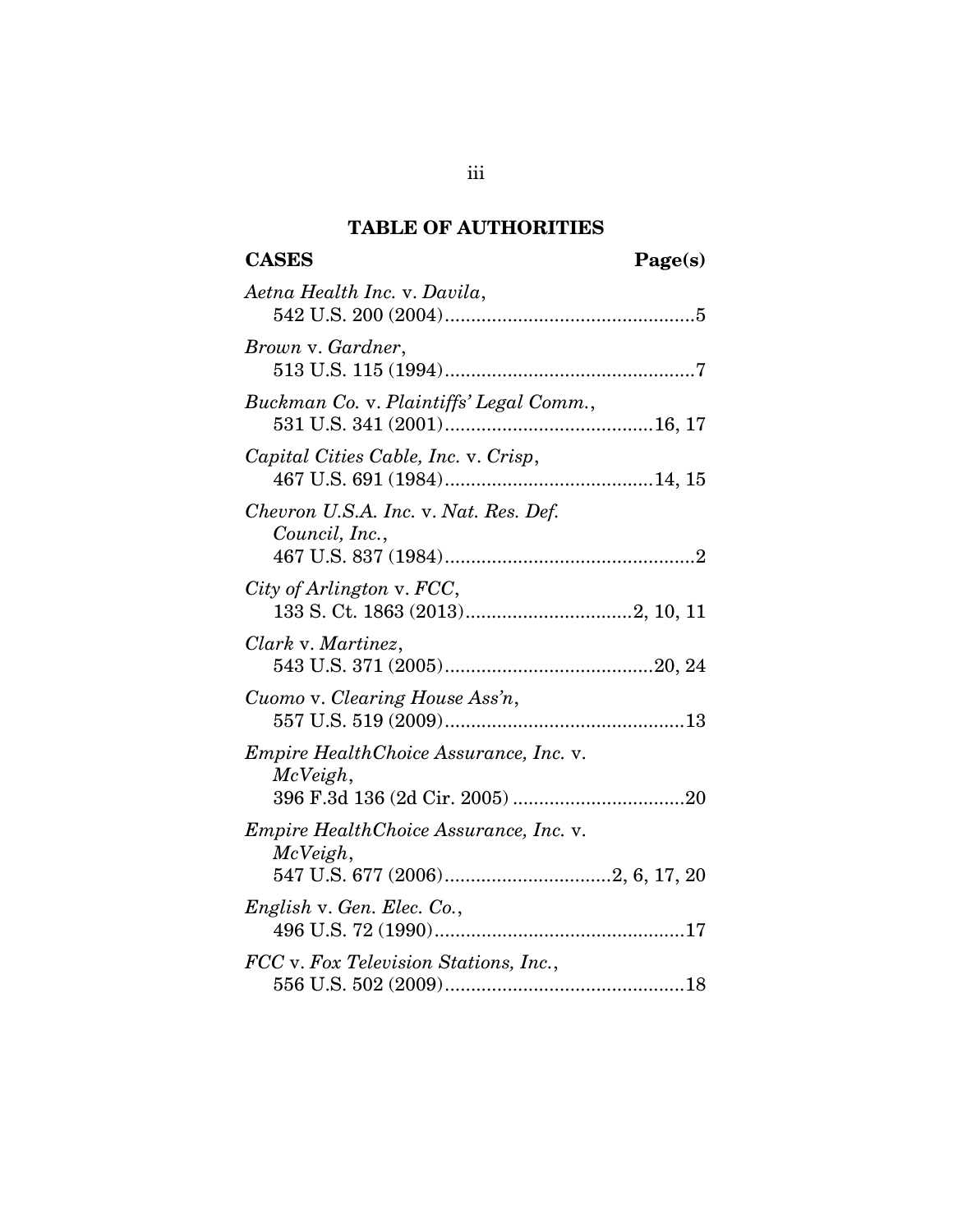## TABLE OF AUTHORITIES

**CASES** **Page(s)**

*Aetna Health Inc.* v. *Davila*,
542 U.S. 200 (2004)................................................5

*Brown* v. *Gardner*,
513 U.S. 115 (1994)................................................7

*Buckman Co.* v. *Plaintiffs' Legal Comm.*,
531 U.S. 341 (2001)........................................16, 17

*Capital Cities Cable, Inc.* v. *Crisp*,
467 U.S. 691 (1984)........................................14, 15

*Chevron U.S.A. Inc.* v. *Nat. Res. Def. Council, Inc.*,
467 U.S. 837 (1984)................................................2

*City of Arlington* v. *FCC*,
133 S. Ct. 1863 (2013)................................2, 10, 11

*Clark* v. *Martinez*,
543 U.S. 371 (2005)........................................20, 24

*Cuomo* v. *Clearing House Ass'n*,
557 U.S. 519 (2009)..............................................13

*Empire HealthChoice Assurance, Inc.* v. *McVeigh*,
396 F.3d 136 (2d Cir. 2005) .................................20

*Empire HealthChoice Assurance, Inc.* v. *McVeigh*,
547 U.S. 677 (2006)................................2, 6, 17, 20

*English* v. *Gen. Elec. Co.*,
496 U.S. 72 (1990)................................................17

*FCC* v. *Fox Television Stations, Inc.*,
556 U.S. 502 (2009)..............................................18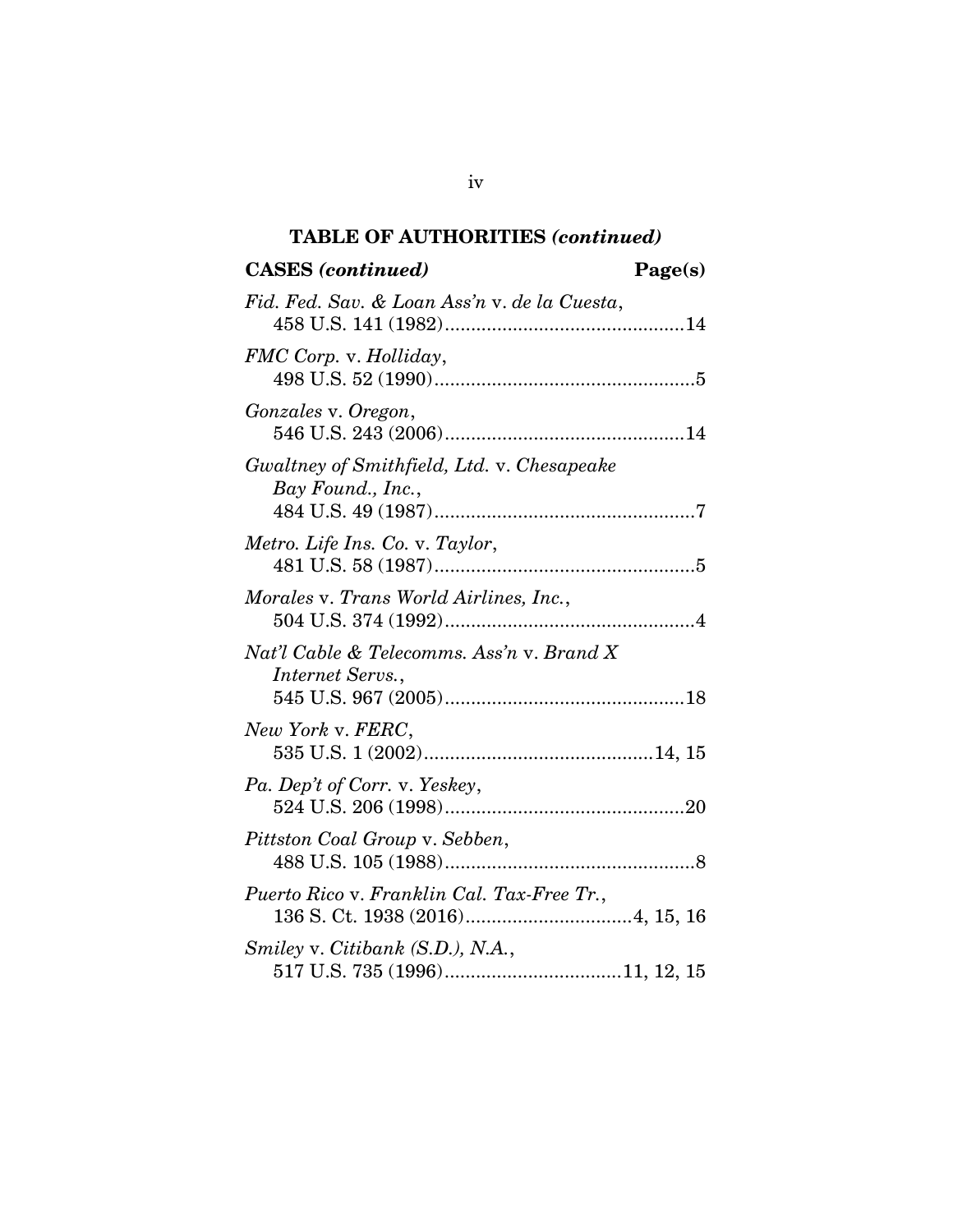## TABLE OF AUTHORITIES *(continued)*

**CASES *(continued)*** **Page(s)**

*Fid. Fed. Sav. & Loan Ass'n* v. *de la Cuesta*,
458 U.S. 141 (1982) ... 14

*FMC Corp.* v. *Holliday*,
498 U.S. 52 (1990) ... 5

*Gonzales* v. *Oregon*,
546 U.S. 243 (2006) ... 14

*Gwaltney of Smithfield, Ltd.* v. *Chesapeake Bay Found., Inc.*,
484 U.S. 49 (1987) ... 7

*Metro. Life Ins. Co.* v. *Taylor*,
481 U.S. 58 (1987) ... 5

*Morales* v. *Trans World Airlines, Inc.*,
504 U.S. 374 (1992) ... 4

*Nat'l Cable & Telecomms. Ass'n* v. *Brand X Internet Servs.*,
545 U.S. 967 (2005) ... 18

*New York* v. *FERC*,
535 U.S. 1 (2002) ... 14, 15

*Pa. Dep't of Corr.* v. *Yeskey*,
524 U.S. 206 (1998) ... 20

*Pittston Coal Group* v. *Sebben*,
488 U.S. 105 (1988) ... 8

*Puerto Rico* v. *Franklin Cal. Tax-Free Tr.*,
136 S. Ct. 1938 (2016) ... 4, 15, 16

*Smiley* v. *Citibank (S.D.), N.A.*,
517 U.S. 735 (1996) ... 11, 12, 15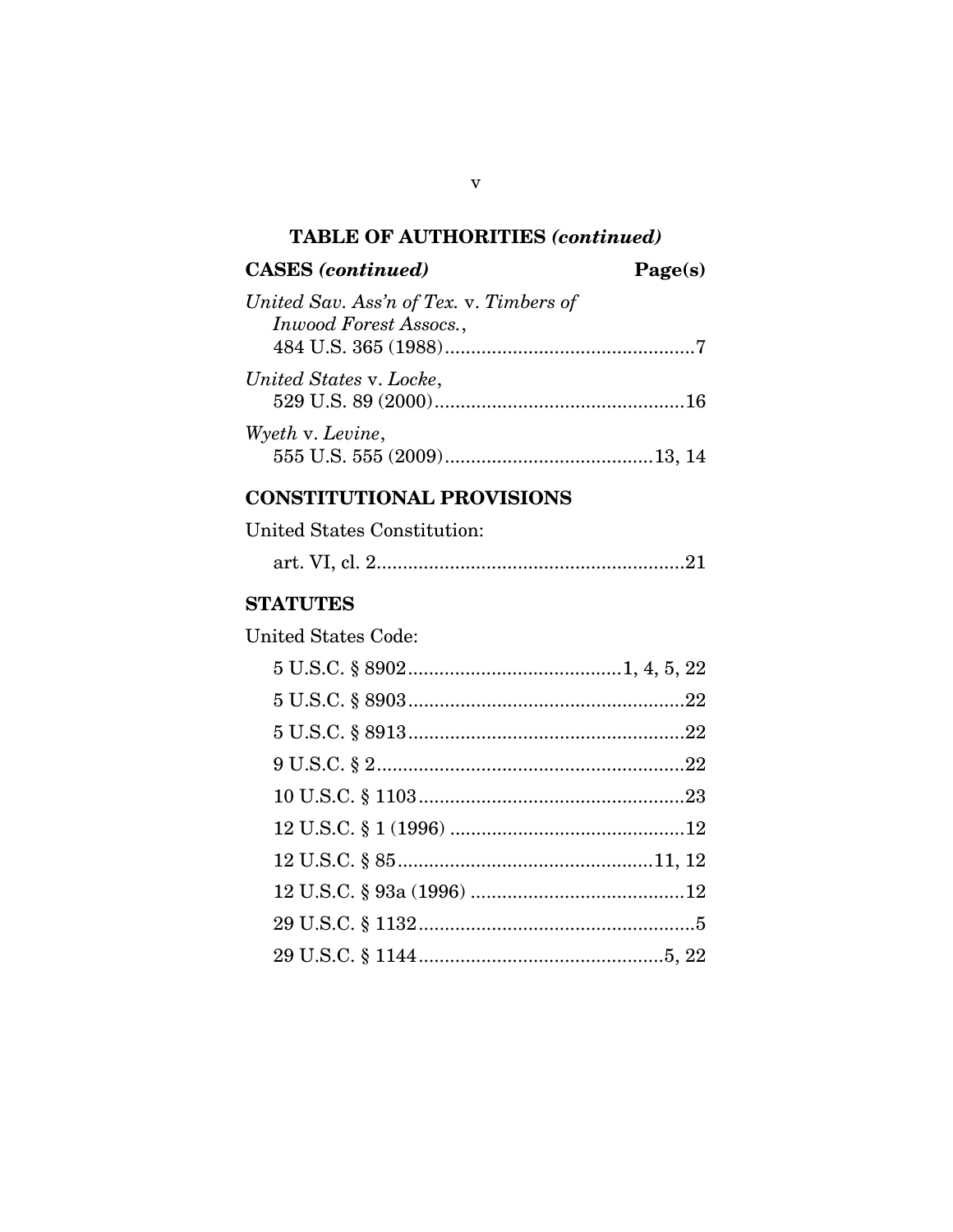## TABLE OF AUTHORITIES *(continued)*

**CASES *(continued)*** **Page(s)**

*United Sav. Ass'n of Tex.* v. *Timbers of Inwood Forest Assocs.*,
484 U.S. 365 (1988)................................................7

*United States* v. *Locke*,
529 U.S. 89 (2000)................................................16

*Wyeth* v. *Levine*,
555 U.S. 555 (2009)........................................13, 14

**CONSTITUTIONAL PROVISIONS**

United States Constitution:

art. VI, cl. 2...........................................................21

**STATUTES**

United States Code:

5 U.S.C. § 8902.........................................1, 4, 5, 22

5 U.S.C. § 8903.....................................................22

5 U.S.C. § 8913.....................................................22

9 U.S.C. § 2...........................................................22

10 U.S.C. § 1103...................................................23

12 U.S.C. § 1 (1996) .............................................12

12 U.S.C. § 85.................................................11, 12

12 U.S.C. § 93a (1996) .........................................12

29 U.S.C. § 1132.....................................................5

29 U.S.C. § 1144...............................................5, 22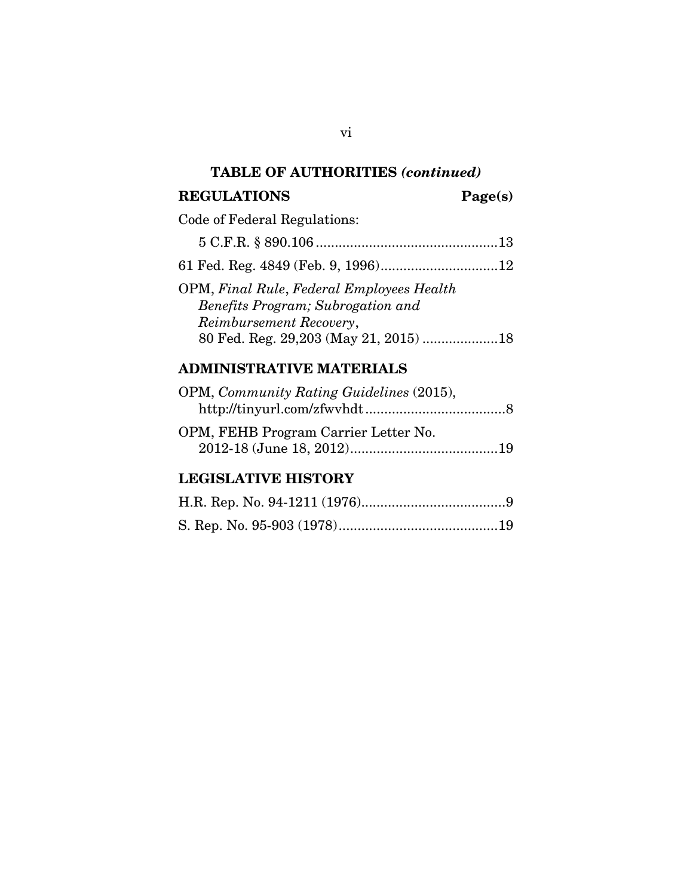## TABLE OF AUTHORITIES *(continued)*

**REGULATIONS** **Page(s)**

Code of Federal Regulations:

5 C.F.R. § 890.106 ................................................13

61 Fed. Reg. 4849 (Feb. 9, 1996)...............................12

OPM, *Final Rule*, *Federal Employees Health Benefits Program; Subrogation and Reimbursement Recovery*, 80 Fed. Reg. 29,203 (May 21, 2015) ....................18

**ADMINISTRATIVE MATERIALS**

OPM, *Community Rating Guidelines* (2015), http://tinyurl.com/zfwvhdt .....................................8

OPM, FEHB Program Carrier Letter No. 2012-18 (June 18, 2012).......................................19

**LEGISLATIVE HISTORY**

H.R. Rep. No. 94-1211 (1976)......................................9

S. Rep. No. 95-903 (1978)..........................................19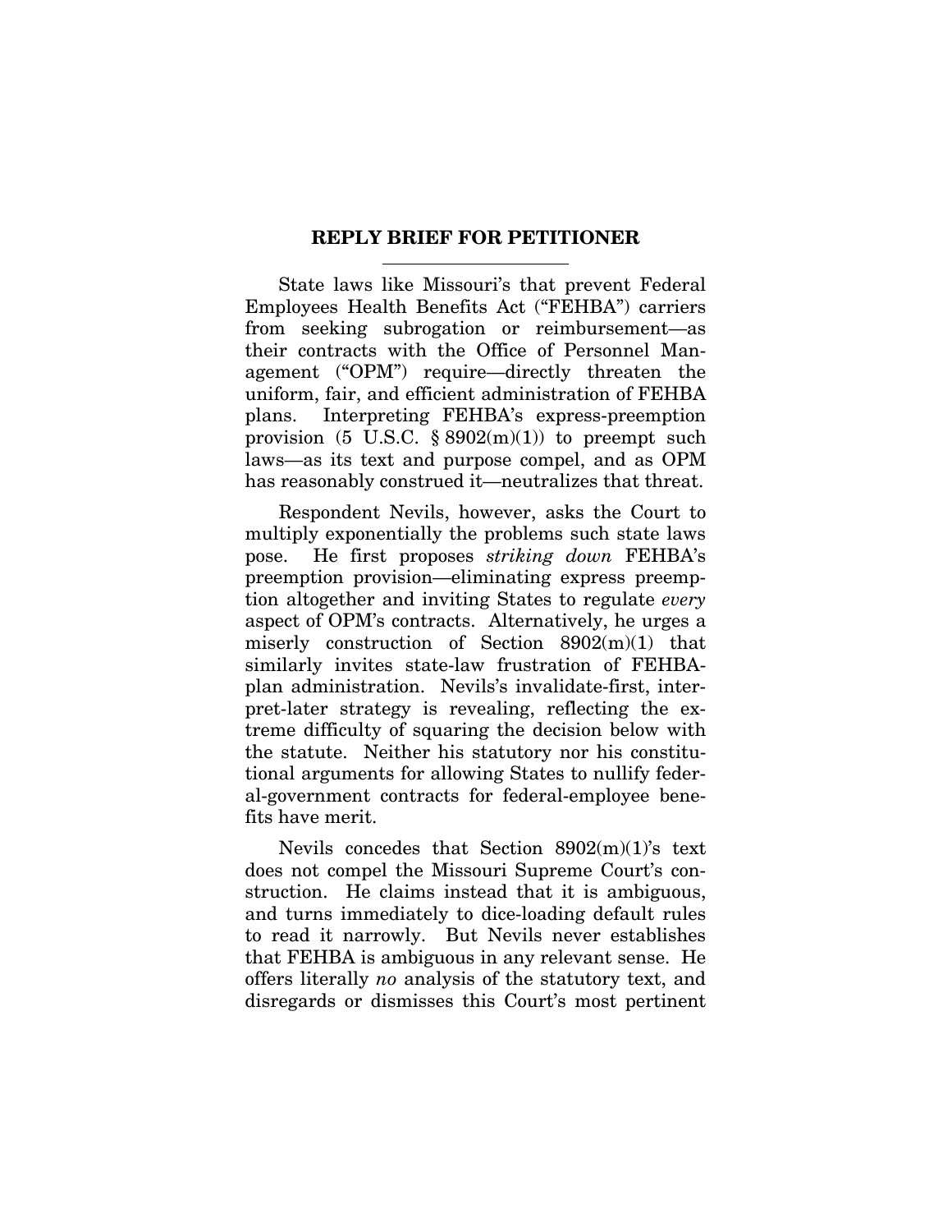## REPLY BRIEF FOR PETITIONER

State laws like Missouri's that prevent Federal Employees Health Benefits Act ("FEHBA") carriers from seeking subrogation or reimbursement—as their contracts with the Office of Personnel Management ("OPM") require—directly threaten the uniform, fair, and efficient administration of FEHBA plans. Interpreting FEHBA's express-preemption provision (5 U.S.C. § 8902(m)(1)) to preempt such laws—as its text and purpose compel, and as OPM has reasonably construed it—neutralizes that threat.

Respondent Nevils, however, asks the Court to multiply exponentially the problems such state laws pose. He first proposes *striking down* FEHBA's preemption provision—eliminating express preemption altogether and inviting States to regulate *every* aspect of OPM's contracts. Alternatively, he urges a miserly construction of Section 8902(m)(1) that similarly invites state-law frustration of FEHBA-plan administration. Nevils's invalidate-first, interpret-later strategy is revealing, reflecting the extreme difficulty of squaring the decision below with the statute. Neither his statutory nor his constitutional arguments for allowing States to nullify federal-government contracts for federal-employee benefits have merit.

Nevils concedes that Section 8902(m)(1)'s text does not compel the Missouri Supreme Court's construction. He claims instead that it is ambiguous, and turns immediately to dice-loading default rules to read it narrowly. But Nevils never establishes that FEHBA is ambiguous in any relevant sense. He offers literally *no* analysis of the statutory text, and disregards or dismisses this Court's most pertinent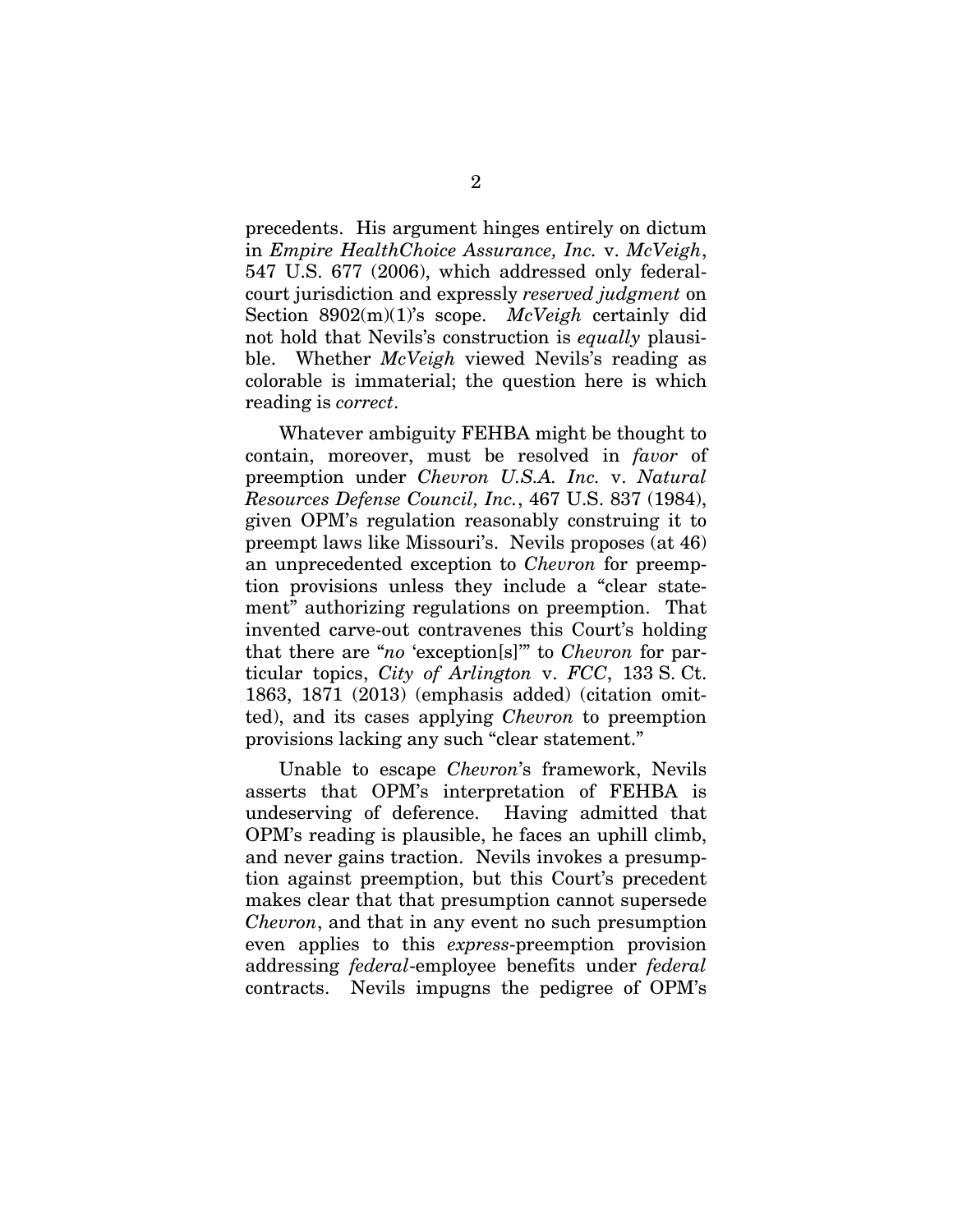precedents. His argument hinges entirely on dictum in *Empire HealthChoice Assurance, Inc.* v. *McVeigh*, 547 U.S. 677 (2006), which addressed only federal-court jurisdiction and expressly *reserved judgment* on Section 8902(m)(1)'s scope. *McVeigh* certainly did not hold that Nevils's construction is *equally* plausible. Whether *McVeigh* viewed Nevils's reading as colorable is immaterial; the question here is which reading is *correct*.

Whatever ambiguity FEHBA might be thought to contain, moreover, must be resolved in *favor* of preemption under *Chevron U.S.A. Inc.* v. *Natural Resources Defense Council, Inc.*, 467 U.S. 837 (1984), given OPM's regulation reasonably construing it to preempt laws like Missouri's. Nevils proposes (at 46) an unprecedented exception to *Chevron* for preemption provisions unless they include a "clear statement" authorizing regulations on preemption. That invented carve-out contravenes this Court's holding that there are "*no* 'exception[s]'" to *Chevron* for particular topics, *City of Arlington* v. *FCC*, 133 S. Ct. 1863, 1871 (2013) (emphasis added) (citation omitted), and its cases applying *Chevron* to preemption provisions lacking any such "clear statement."

Unable to escape *Chevron*'s framework, Nevils asserts that OPM's interpretation of FEHBA is undeserving of deference. Having admitted that OPM's reading is plausible, he faces an uphill climb, and never gains traction. Nevils invokes a presumption against preemption, but this Court's precedent makes clear that that presumption cannot supersede *Chevron*, and that in any event no such presumption even applies to this *express*-preemption provision addressing *federal*-employee benefits under *federal* contracts. Nevils impugns the pedigree of OPM's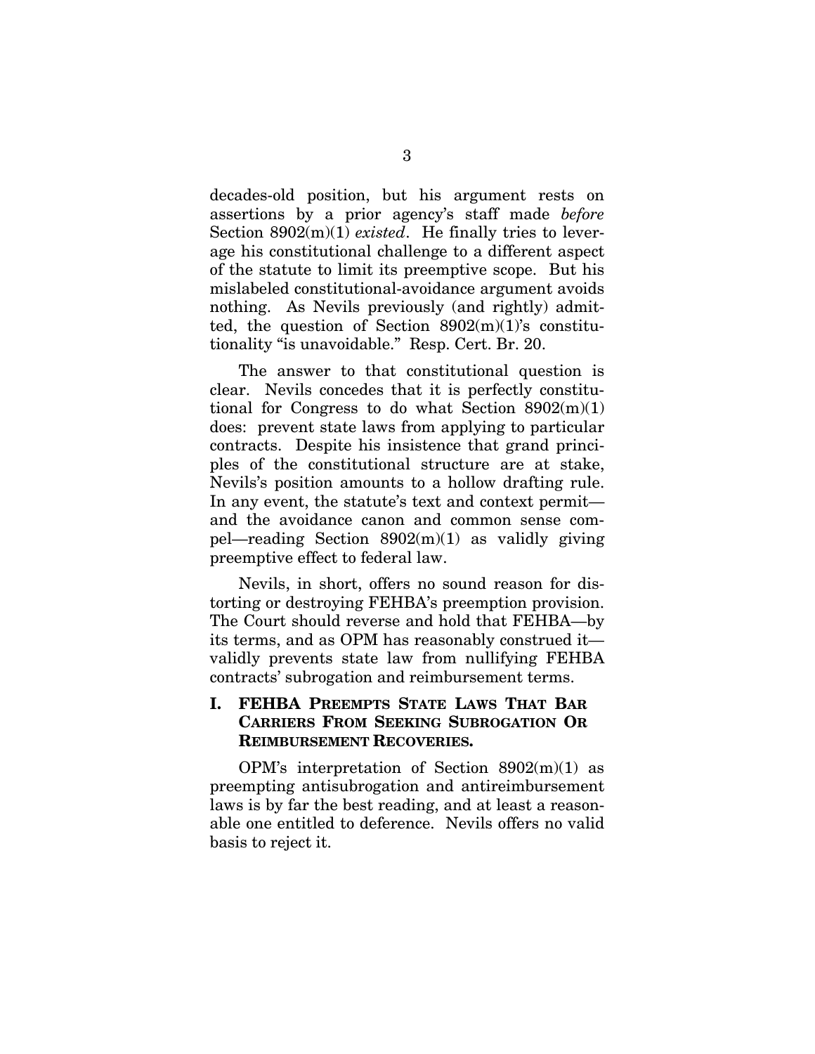decades-old position, but his argument rests on assertions by a prior agency's staff made *before* Section 8902(m)(1) *existed*. He finally tries to leverage his constitutional challenge to a different aspect of the statute to limit its preemptive scope. But his mislabeled constitutional-avoidance argument avoids nothing. As Nevils previously (and rightly) admitted, the question of Section 8902(m)(1)'s constitutionality "is unavoidable." Resp. Cert. Br. 20.

The answer to that constitutional question is clear. Nevils concedes that it is perfectly constitutional for Congress to do what Section 8902(m)(1) does: prevent state laws from applying to particular contracts. Despite his insistence that grand principles of the constitutional structure are at stake, Nevils's position amounts to a hollow drafting rule. In any event, the statute's text and context permit—and the avoidance canon and common sense compel—reading Section 8902(m)(1) as validly giving preemptive effect to federal law.

Nevils, in short, offers no sound reason for distorting or destroying FEHBA's preemption provision. The Court should reverse and hold that FEHBA—by its terms, and as OPM has reasonably construed it—validly prevents state law from nullifying FEHBA contracts' subrogation and reimbursement terms.

## I. FEHBA PREEMPTS STATE LAWS THAT BAR CARRIERS FROM SEEKING SUBROGATION OR REIMBURSEMENT RECOVERIES.

OPM's interpretation of Section 8902(m)(1) as preempting antisubrogation and antireimbursement laws is by far the best reading, and at least a reasonable one entitled to deference. Nevils offers no valid basis to reject it.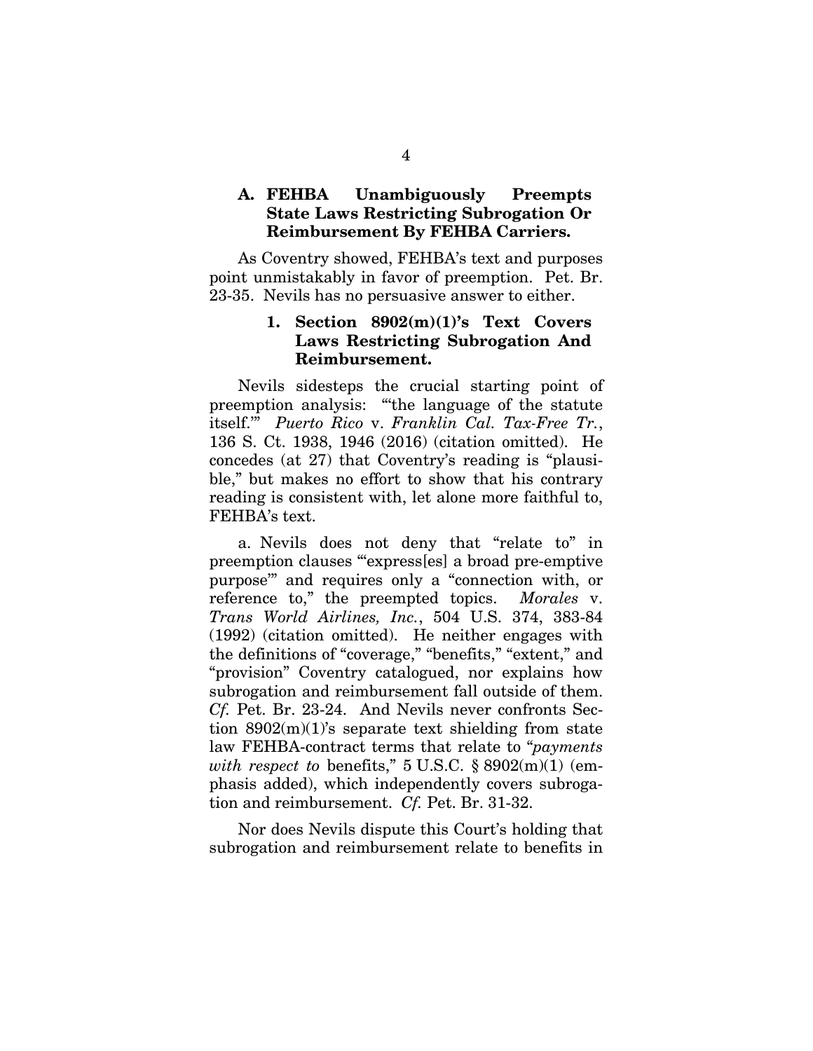### A. FEHBA Unambiguously Preempts State Laws Restricting Subrogation Or Reimbursement By FEHBA Carriers.

As Coventry showed, FEHBA's text and purposes point unmistakably in favor of preemption. Pet. Br. 23-35. Nevils has no persuasive answer to either.

#### 1. Section 8902(m)(1)'s Text Covers Laws Restricting Subrogation And Reimbursement.

Nevils sidesteps the crucial starting point of preemption analysis: "'the language of the statute itself.'" *Puerto Rico* v. *Franklin Cal. Tax-Free Tr.*, 136 S. Ct. 1938, 1946 (2016) (citation omitted). He concedes (at 27) that Coventry's reading is "plausible," but makes no effort to show that his contrary reading is consistent with, let alone more faithful to, FEHBA's text.

a. Nevils does not deny that "relate to" in preemption clauses "'express[es] a broad pre-emptive purpose'" and requires only a "connection with, or reference to," the preempted topics. *Morales* v. *Trans World Airlines, Inc.*, 504 U.S. 374, 383-84 (1992) (citation omitted). He neither engages with the definitions of "coverage," "benefits," "extent," and "provision" Coventry catalogued, nor explains how subrogation and reimbursement fall outside of them. *Cf.* Pet. Br. 23-24. And Nevils never confronts Section 8902(m)(1)'s separate text shielding from state law FEHBA-contract terms that relate to "*payments with respect to* benefits," 5 U.S.C. § 8902(m)(1) (emphasis added), which independently covers subrogation and reimbursement. *Cf.* Pet. Br. 31-32.

Nor does Nevils dispute this Court's holding that subrogation and reimbursement relate to benefits in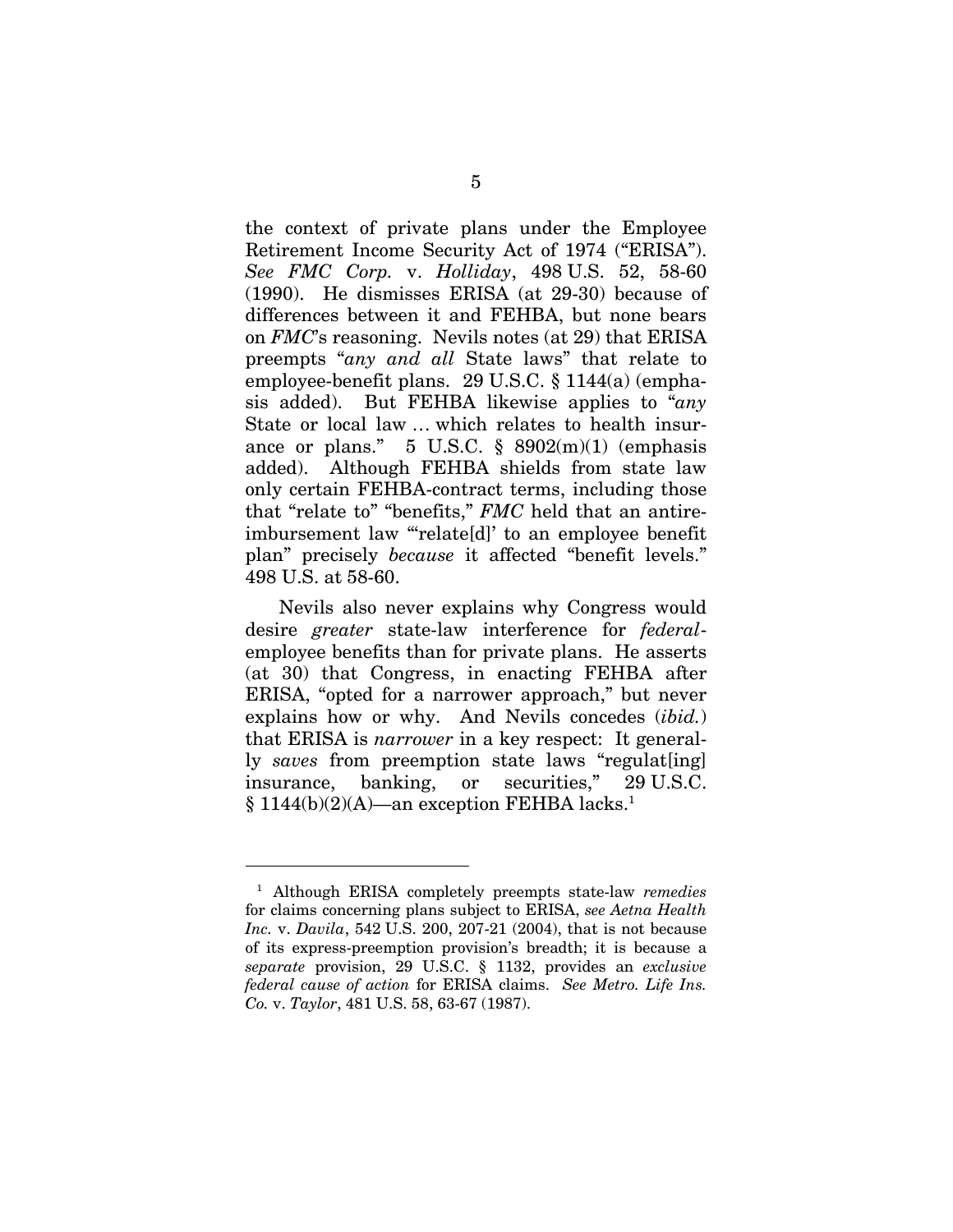the context of private plans under the Employee Retirement Income Security Act of 1974 ("ERISA"). *See FMC Corp.* v. *Holliday*, 498 U.S. 52, 58-60 (1990). He dismisses ERISA (at 29-30) because of differences between it and FEHBA, but none bears on *FMC*'s reasoning. Nevils notes (at 29) that ERISA preempts "*any and all* State laws" that relate to employee-benefit plans. 29 U.S.C. § 1144(a) (emphasis added). But FEHBA likewise applies to "*any* State or local law … which relates to health insurance or plans." 5 U.S.C. § 8902(m)(1) (emphasis added). Although FEHBA shields from state law only certain FEHBA-contract terms, including those that "relate to" "benefits," *FMC* held that an antireimbursement law "'relate[d]' to an employee benefit plan" precisely *because* it affected "benefit levels." 498 U.S. at 58-60.

Nevils also never explains why Congress would desire *greater* state-law interference for *federal*-employee benefits than for private plans. He asserts (at 30) that Congress, in enacting FEHBA after ERISA, "opted for a narrower approach," but never explains how or why. And Nevils concedes (*ibid.*) that ERISA is *narrower* in a key respect: It generally *saves* from preemption state laws "regulat[ing] insurance, banking, or securities," 29 U.S.C. § 1144(b)(2)(A)—an exception FEHBA lacks.[1]

---

[1] Although ERISA completely preempts state-law *remedies* for claims concerning plans subject to ERISA, *see Aetna Health Inc.* v. *Davila*, 542 U.S. 200, 207-21 (2004), that is not because of its express-preemption provision's breadth; it is because a *separate* provision, 29 U.S.C. § 1132, provides an *exclusive federal cause of action* for ERISA claims. *See Metro. Life Ins. Co.* v. *Taylor*, 481 U.S. 58, 63-67 (1987).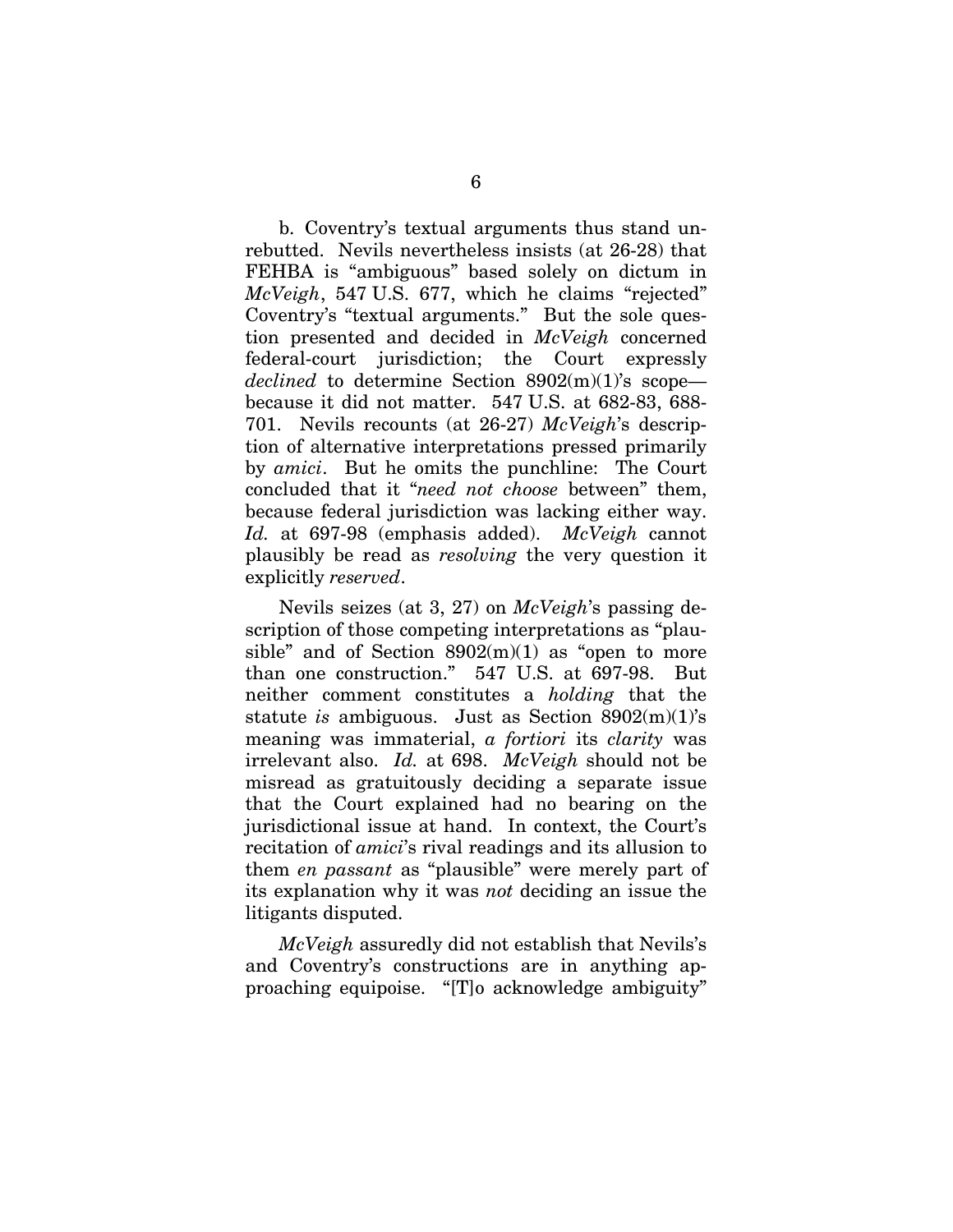b. Coventry's textual arguments thus stand unrebutted. Nevils nevertheless insists (at 26-28) that FEHBA is "ambiguous" based solely on dictum in *McVeigh*, 547 U.S. 677, which he claims "rejected" Coventry's "textual arguments." But the sole question presented and decided in *McVeigh* concerned federal-court jurisdiction; the Court expressly *declined* to determine Section 8902(m)(1)'s scope—because it did not matter. 547 U.S. at 682-83, 688-701. Nevils recounts (at 26-27) *McVeigh*'s description of alternative interpretations pressed primarily by *amici*. But he omits the punchline: The Court concluded that it "*need not choose* between" them, because federal jurisdiction was lacking either way. *Id.* at 697-98 (emphasis added). *McVeigh* cannot plausibly be read as *resolving* the very question it explicitly *reserved*.

Nevils seizes (at 3, 27) on *McVeigh*'s passing description of those competing interpretations as "plausible" and of Section 8902(m)(1) as "open to more than one construction." 547 U.S. at 697-98. But neither comment constitutes a *holding* that the statute *is* ambiguous. Just as Section 8902(m)(1)'s meaning was immaterial, *a fortiori* its *clarity* was irrelevant also. *Id.* at 698. *McVeigh* should not be misread as gratuitously deciding a separate issue that the Court explained had no bearing on the jurisdictional issue at hand. In context, the Court's recitation of *amici*'s rival readings and its allusion to them *en passant* as "plausible" were merely part of its explanation why it was *not* deciding an issue the litigants disputed.

*McVeigh* assuredly did not establish that Nevils's and Coventry's constructions are in anything approaching equipoise. "[T]o acknowledge ambiguity"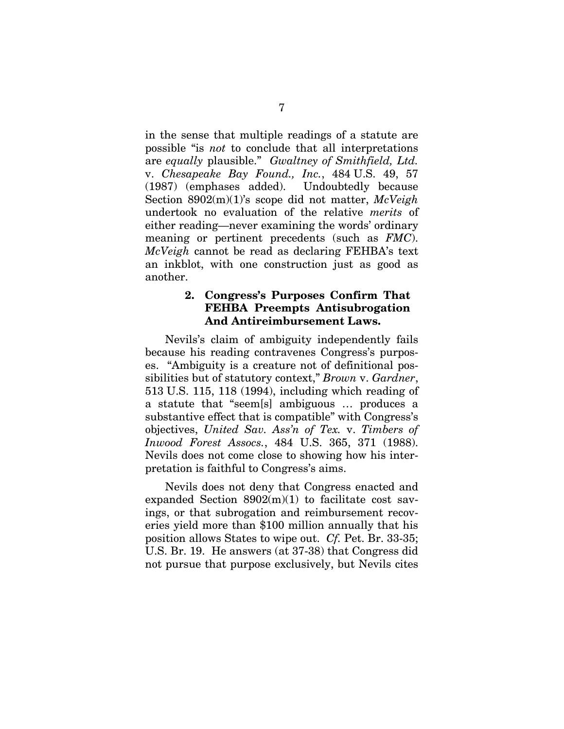in the sense that multiple readings of a statute are possible "is *not* to conclude that all interpretations are *equally* plausible." *Gwaltney of Smithfield, Ltd.* v. *Chesapeake Bay Found., Inc.*, 484 U.S. 49, 57 (1987) (emphases added). Undoubtedly because Section 8902(m)(1)'s scope did not matter, *McVeigh* undertook no evaluation of the relative *merits* of either reading—never examining the words' ordinary meaning or pertinent precedents (such as *FMC*). *McVeigh* cannot be read as declaring FEHBA's text an inkblot, with one construction just as good as another.

### 2. Congress's Purposes Confirm That FEHBA Preempts Antisubrogation And Antireimbursement Laws.

Nevils's claim of ambiguity independently fails because his reading contravenes Congress's purposes. "Ambiguity is a creature not of definitional possibilities but of statutory context," *Brown* v. *Gardner*, 513 U.S. 115, 118 (1994), including which reading of a statute that "seem[s] ambiguous … produces a substantive effect that is compatible" with Congress's objectives, *United Sav. Ass'n of Tex.* v. *Timbers of Inwood Forest Assocs.*, 484 U.S. 365, 371 (1988). Nevils does not come close to showing how his interpretation is faithful to Congress's aims.

Nevils does not deny that Congress enacted and expanded Section 8902(m)(1) to facilitate cost savings, or that subrogation and reimbursement recoveries yield more than $100 million annually that his position allows States to wipe out. *Cf.* Pet. Br. 33-35; U.S. Br. 19. He answers (at 37-38) that Congress did not pursue that purpose exclusively, but Nevils cites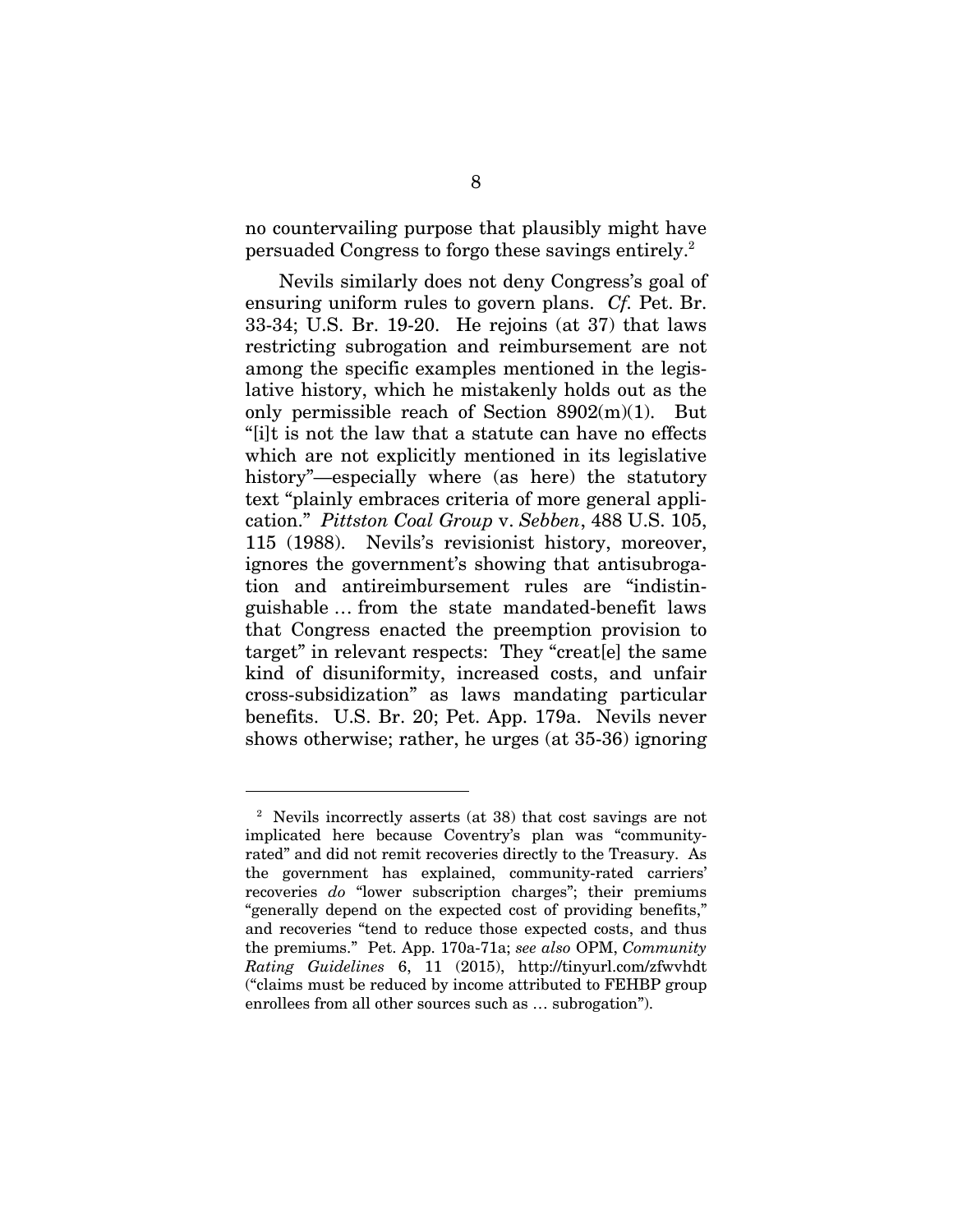no countervailing purpose that plausibly might have persuaded Congress to forgo these savings entirely.[2]

Nevils similarly does not deny Congress's goal of ensuring uniform rules to govern plans. *Cf.* Pet. Br. 33-34; U.S. Br. 19-20. He rejoins (at 37) that laws restricting subrogation and reimbursement are not among the specific examples mentioned in the legislative history, which he mistakenly holds out as the only permissible reach of Section 8902(m)(1). But "[i]t is not the law that a statute can have no effects which are not explicitly mentioned in its legislative history"—especially where (as here) the statutory text "plainly embraces criteria of more general application." *Pittston Coal Group* v. *Sebben*, 488 U.S. 105, 115 (1988). Nevils's revisionist history, moreover, ignores the government's showing that antisubrogation and antireimbursement rules are "indistinguishable … from the state mandated-benefit laws that Congress enacted the preemption provision to target" in relevant respects: They "creat[e] the same kind of disuniformity, increased costs, and unfair cross-subsidization" as laws mandating particular benefits. U.S. Br. 20; Pet. App. 179a. Nevils never shows otherwise; rather, he urges (at 35-36) ignoring

---

[2] Nevils incorrectly asserts (at 38) that cost savings are not implicated here because Coventry's plan was "community-rated" and did not remit recoveries directly to the Treasury. As the government has explained, community-rated carriers' recoveries *do* "lower subscription charges"; their premiums "generally depend on the expected cost of providing benefits," and recoveries "tend to reduce those expected costs, and thus the premiums." Pet. App. 170a-71a; *see also* OPM, *Community Rating Guidelines* 6, 11 (2015), http://tinyurl.com/zfwvhdt ("claims must be reduced by income attributed to FEHBP group enrollees from all other sources such as … subrogation").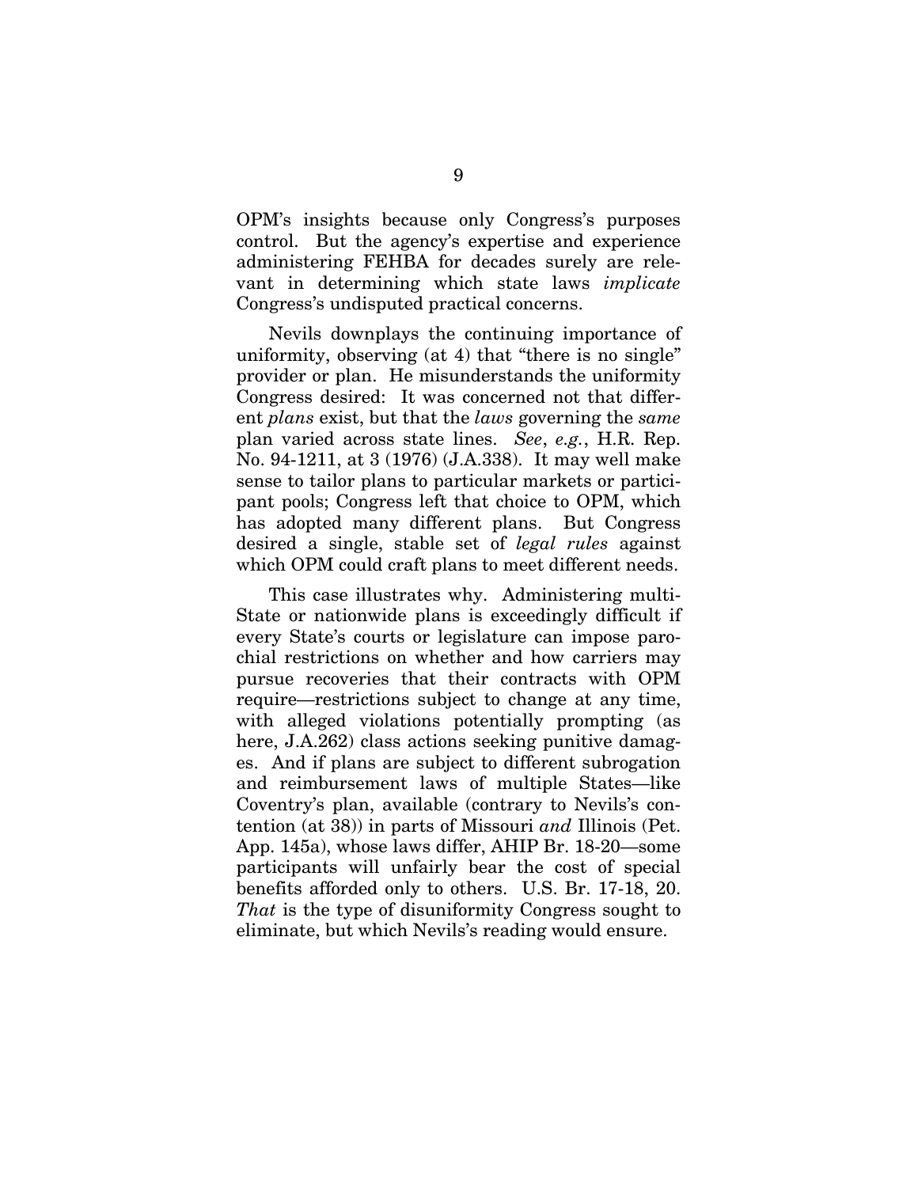OPM's insights because only Congress's purposes control. But the agency's expertise and experience administering FEHBA for decades surely are relevant in determining which state laws *implicate* Congress's undisputed practical concerns.

Nevils downplays the continuing importance of uniformity, observing (at 4) that "there is no single" provider or plan. He misunderstands the uniformity Congress desired: It was concerned not that different *plans* exist, but that the *laws* governing the *same* plan varied across state lines. *See*, *e.g.*, H.R. Rep. No. 94-1211, at 3 (1976) (J.A.338). It may well make sense to tailor plans to particular markets or participant pools; Congress left that choice to OPM, which has adopted many different plans. But Congress desired a single, stable set of *legal rules* against which OPM could craft plans to meet different needs.

This case illustrates why. Administering multi-State or nationwide plans is exceedingly difficult if every State's courts or legislature can impose parochial restrictions on whether and how carriers may pursue recoveries that their contracts with OPM require—restrictions subject to change at any time, with alleged violations potentially prompting (as here, J.A.262) class actions seeking punitive damages. And if plans are subject to different subrogation and reimbursement laws of multiple States—like Coventry's plan, available (contrary to Nevils's contention (at 38)) in parts of Missouri *and* Illinois (Pet. App. 145a), whose laws differ, AHIP Br. 18-20—some participants will unfairly bear the cost of special benefits afforded only to others. U.S. Br. 17-18, 20. *That* is the type of disuniformity Congress sought to eliminate, but which Nevils's reading would ensure.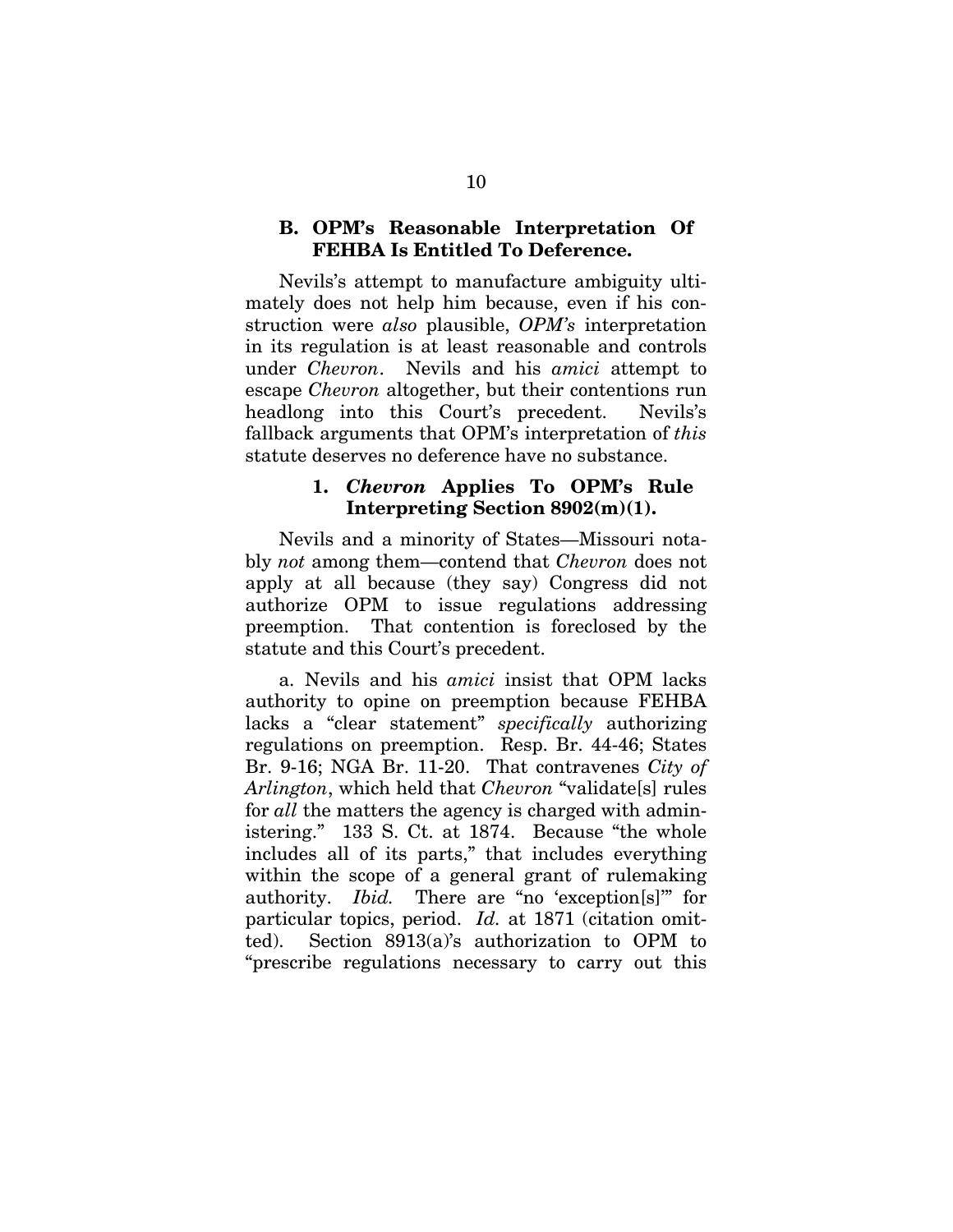### B. OPM's Reasonable Interpretation Of FEHBA Is Entitled To Deference.

Nevils's attempt to manufacture ambiguity ultimately does not help him because, even if his construction were *also* plausible, *OPM's* interpretation in its regulation is at least reasonable and controls under *Chevron*. Nevils and his *amici* attempt to escape *Chevron* altogether, but their contentions run headlong into this Court's precedent. Nevils's fallback arguments that OPM's interpretation of *this* statute deserves no deference have no substance.

#### 1. *Chevron* Applies To OPM's Rule Interpreting Section 8902(m)(1).

Nevils and a minority of States—Missouri notably *not* among them—contend that *Chevron* does not apply at all because (they say) Congress did not authorize OPM to issue regulations addressing preemption. That contention is foreclosed by the statute and this Court's precedent.

a. Nevils and his *amici* insist that OPM lacks authority to opine on preemption because FEHBA lacks a "clear statement" *specifically* authorizing regulations on preemption. Resp. Br. 44-46; States Br. 9-16; NGA Br. 11-20. That contravenes *City of Arlington*, which held that *Chevron* "validate[s] rules for *all* the matters the agency is charged with administering." 133 S. Ct. at 1874. Because "the whole includes all of its parts," that includes everything within the scope of a general grant of rulemaking authority. *Ibid.* There are "no 'exception[s]'" for particular topics, period. *Id.* at 1871 (citation omitted). Section 8913(a)'s authorization to OPM to "prescribe regulations necessary to carry out this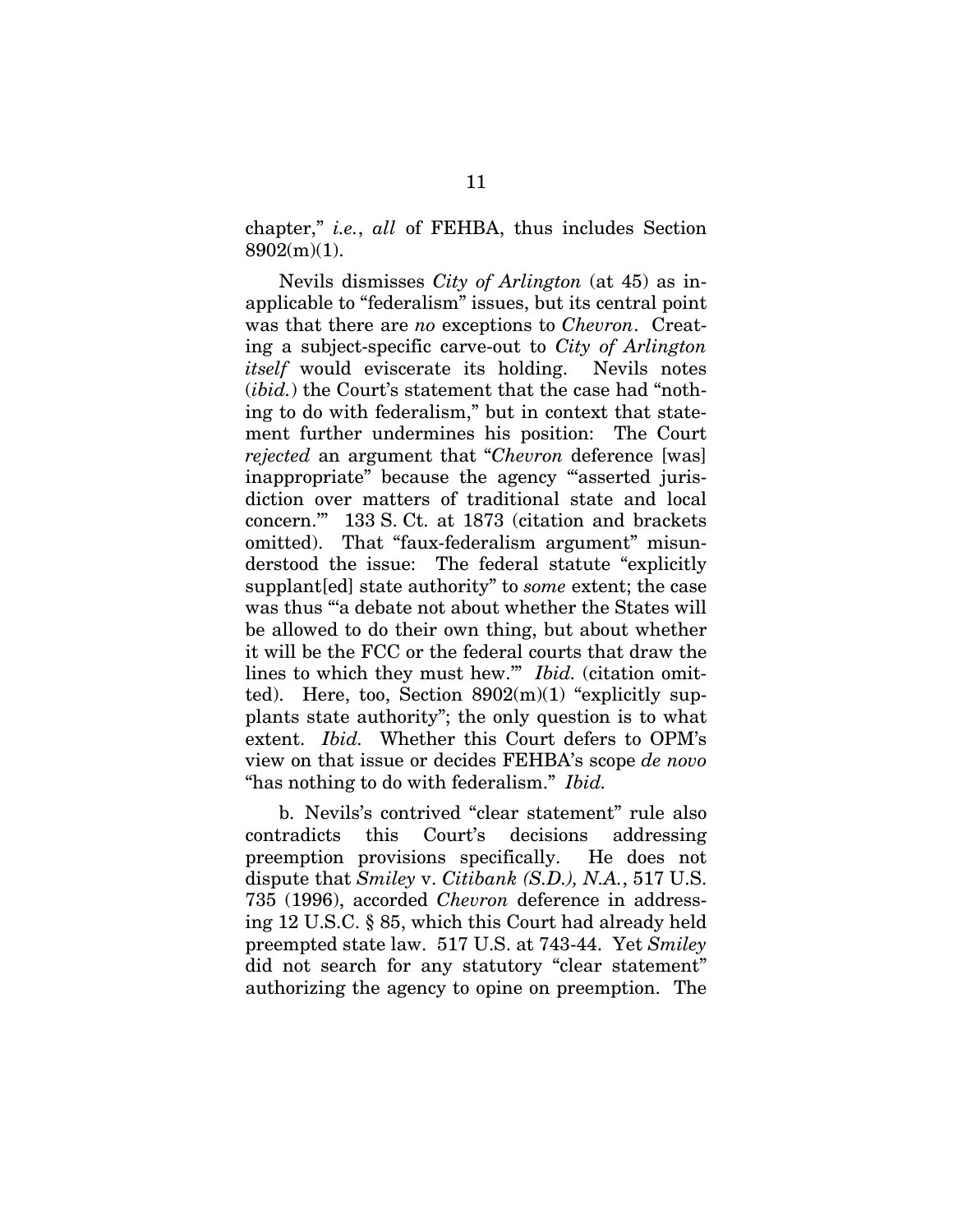chapter," *i.e.*, *all* of FEHBA, thus includes Section 8902(m)(1).

Nevils dismisses *City of Arlington* (at 45) as inapplicable to "federalism" issues, but its central point was that there are *no* exceptions to *Chevron*. Creating a subject-specific carve-out to *City of Arlington itself* would eviscerate its holding. Nevils notes (*ibid.*) the Court's statement that the case had "nothing to do with federalism," but in context that statement further undermines his position: The Court *rejected* an argument that "*Chevron* deference [was] inappropriate" because the agency "'asserted jurisdiction over matters of traditional state and local concern.'" 133 S. Ct. at 1873 (citation and brackets omitted). That "faux-federalism argument" misunderstood the issue: The federal statute "explicitly supplant[ed] state authority" to *some* extent; the case was thus "'a debate not about whether the States will be allowed to do their own thing, but about whether it will be the FCC or the federal courts that draw the lines to which they must hew.'" *Ibid.* (citation omitted). Here, too, Section 8902(m)(1) "explicitly supplants state authority"; the only question is to what extent. *Ibid.* Whether this Court defers to OPM's view on that issue or decides FEHBA's scope *de novo* "has nothing to do with federalism." *Ibid.*

b. Nevils's contrived "clear statement" rule also contradicts this Court's decisions addressing preemption provisions specifically. He does not dispute that *Smiley* v. *Citibank (S.D.), N.A.*, 517 U.S. 735 (1996), accorded *Chevron* deference in addressing 12 U.S.C. § 85, which this Court had already held preempted state law. 517 U.S. at 743-44. Yet *Smiley* did not search for any statutory "clear statement" authorizing the agency to opine on preemption. The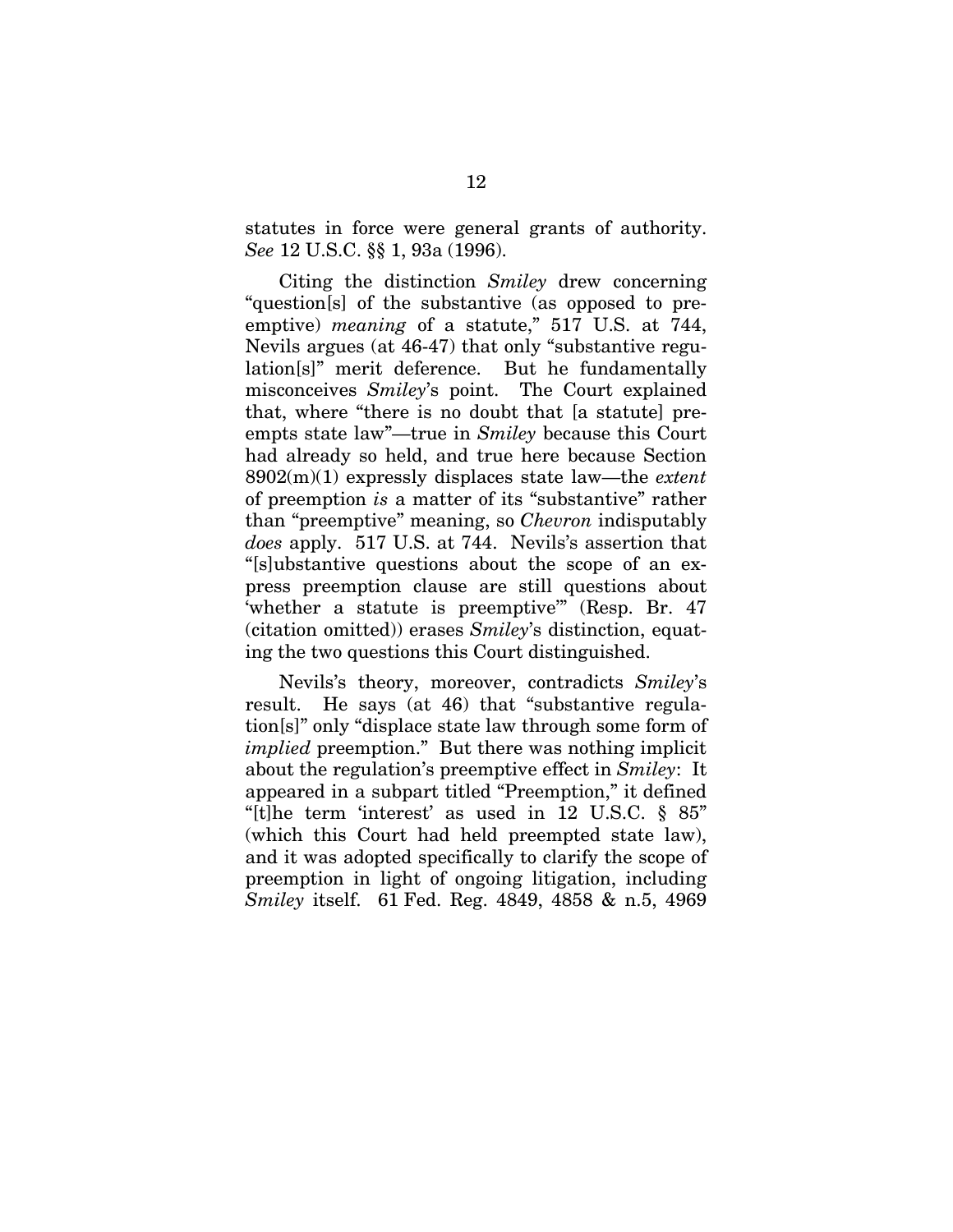statutes in force were general grants of authority. *See* 12 U.S.C. §§ 1, 93a (1996).

Citing the distinction *Smiley* drew concerning "question[s] of the substantive (as opposed to pre-emptive) *meaning* of a statute," 517 U.S. at 744, Nevils argues (at 46-47) that only "substantive regulation[s]" merit deference. But he fundamentally misconceives *Smiley*'s point. The Court explained that, where "there is no doubt that [a statute] pre-empts state law"—true in *Smiley* because this Court had already so held, and true here because Section 8902(m)(1) expressly displaces state law—the *extent* of preemption *is* a matter of its "substantive" rather than "preemptive" meaning, so *Chevron* indisputably *does* apply. 517 U.S. at 744. Nevils's assertion that "[s]ubstantive questions about the scope of an express preemption clause are still questions about 'whether a statute is preemptive'" (Resp. Br. 47 (citation omitted)) erases *Smiley*'s distinction, equating the two questions this Court distinguished.

Nevils's theory, moreover, contradicts *Smiley*'s result. He says (at 46) that "substantive regulation[s]" only "displace state law through some form of *implied* preemption." But there was nothing implicit about the regulation's preemptive effect in *Smiley*: It appeared in a subpart titled "Preemption," it defined "[t]he term 'interest' as used in 12 U.S.C. § 85" (which this Court had held preempted state law), and it was adopted specifically to clarify the scope of preemption in light of ongoing litigation, including *Smiley* itself. 61 Fed. Reg. 4849, 4858 & n.5, 4969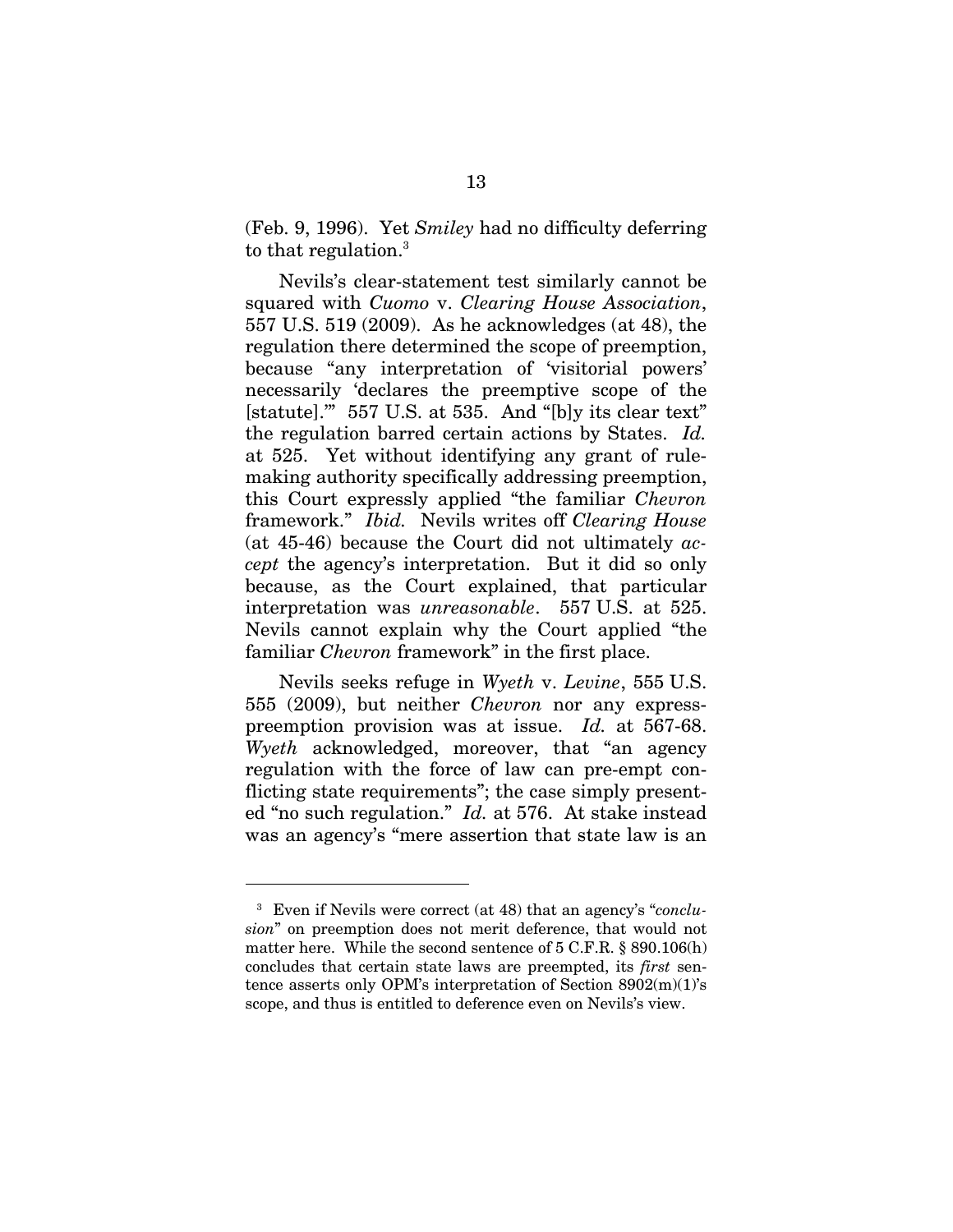(Feb. 9, 1996). Yet *Smiley* had no difficulty deferring to that regulation.[3]

Nevils's clear-statement test similarly cannot be squared with *Cuomo* v. *Clearing House Association*, 557 U.S. 519 (2009). As he acknowledges (at 48), the regulation there determined the scope of preemption, because "any interpretation of 'visitorial powers' necessarily 'declares the preemptive scope of the [statute].'" 557 U.S. at 535. And "[b]y its clear text" the regulation barred certain actions by States. *Id.* at 525. Yet without identifying any grant of rule-making authority specifically addressing preemption, this Court expressly applied "the familiar *Chevron* framework." *Ibid.* Nevils writes off *Clearing House* (at 45-46) because the Court did not ultimately *accept* the agency's interpretation. But it did so only because, as the Court explained, that particular interpretation was *unreasonable*. 557 U.S. at 525. Nevils cannot explain why the Court applied "the familiar *Chevron* framework" in the first place.

Nevils seeks refuge in *Wyeth* v. *Levine*, 555 U.S. 555 (2009), but neither *Chevron* nor any express-preemption provision was at issue. *Id.* at 567-68. *Wyeth* acknowledged, moreover, that "an agency regulation with the force of law can pre-empt conflicting state requirements"; the case simply presented "no such regulation." *Id.* at 576. At stake instead was an agency's "mere assertion that state law is an

---

[3] Even if Nevils were correct (at 48) that an agency's "*conclusion*" on preemption does not merit deference, that would not matter here. While the second sentence of 5 C.F.R. § 890.106(h) concludes that certain state laws are preempted, its *first* sentence asserts only OPM's interpretation of Section 8902(m)(1)'s scope, and thus is entitled to deference even on Nevils's view.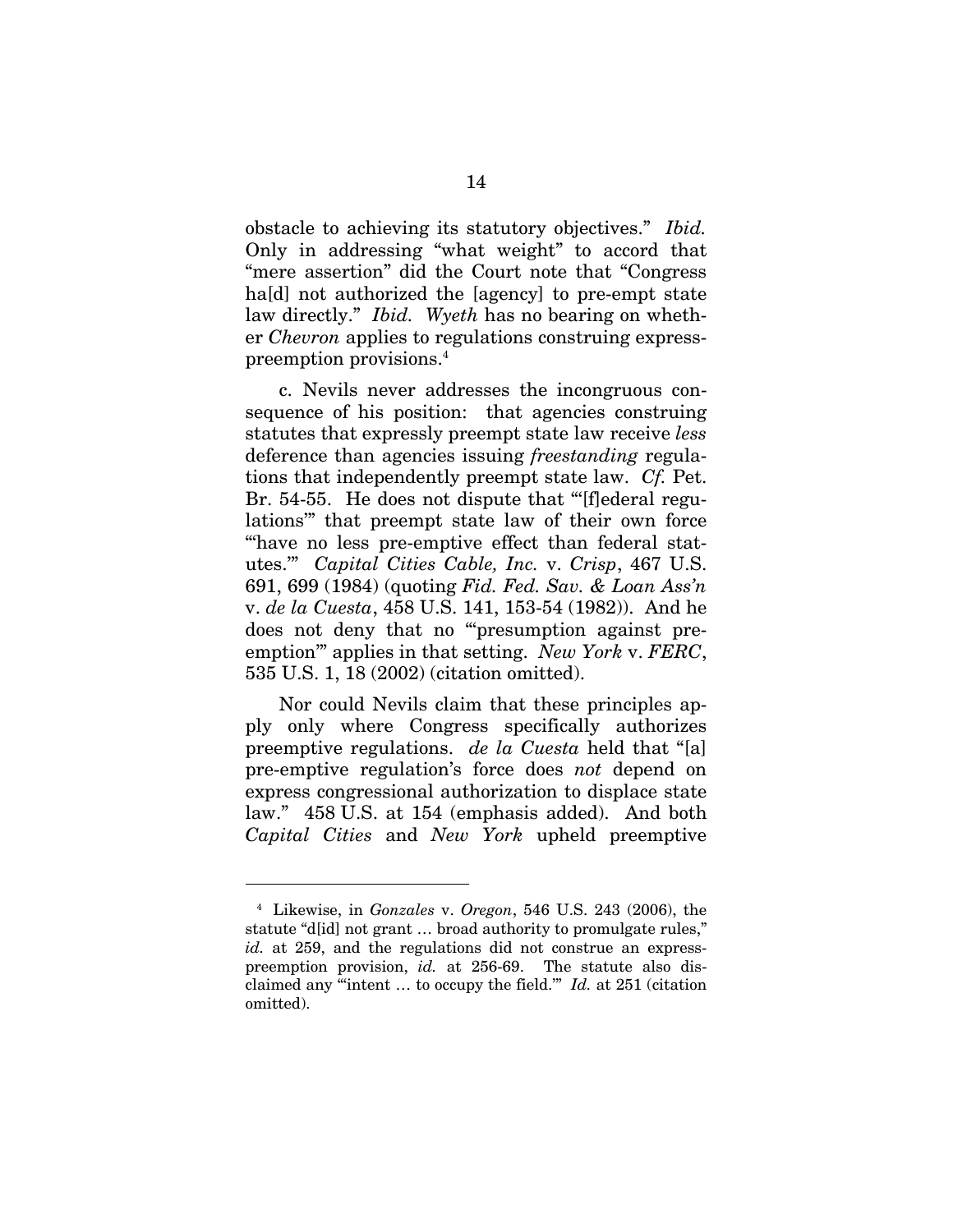obstacle to achieving its statutory objectives." *Ibid.* Only in addressing "what weight" to accord that "mere assertion" did the Court note that "Congress ha[d] not authorized the [agency] to pre-empt state law directly." *Ibid.* *Wyeth* has no bearing on whether *Chevron* applies to regulations construing express-preemption provisions.[4]

c. Nevils never addresses the incongruous consequence of his position: that agencies construing statutes that expressly preempt state law receive *less* deference than agencies issuing *freestanding* regulations that independently preempt state law. *Cf.* Pet. Br. 54-55. He does not dispute that "'[f]ederal regulations'" that preempt state law of their own force "'have no less pre-emptive effect than federal statutes.'" *Capital Cities Cable, Inc.* v. *Crisp*, 467 U.S. 691, 699 (1984) (quoting *Fid. Fed. Sav. & Loan Ass'n* v. *de la Cuesta*, 458 U.S. 141, 153-54 (1982)). And he does not deny that no "'presumption against preemption'" applies in that setting. *New York* v. *FERC*, 535 U.S. 1, 18 (2002) (citation omitted).

Nor could Nevils claim that these principles apply only where Congress specifically authorizes preemptive regulations. *de la Cuesta* held that "[a] pre-emptive regulation's force does *not* depend on express congressional authorization to displace state law." 458 U.S. at 154 (emphasis added). And both *Capital Cities* and *New York* upheld preemptive

---

[4] Likewise, in *Gonzales* v. *Oregon*, 546 U.S. 243 (2006), the statute "d[id] not grant … broad authority to promulgate rules," *id.* at 259, and the regulations did not construe an express-preemption provision, *id.* at 256-69. The statute also disclaimed any "'intent … to occupy the field.'" *Id.* at 251 (citation omitted).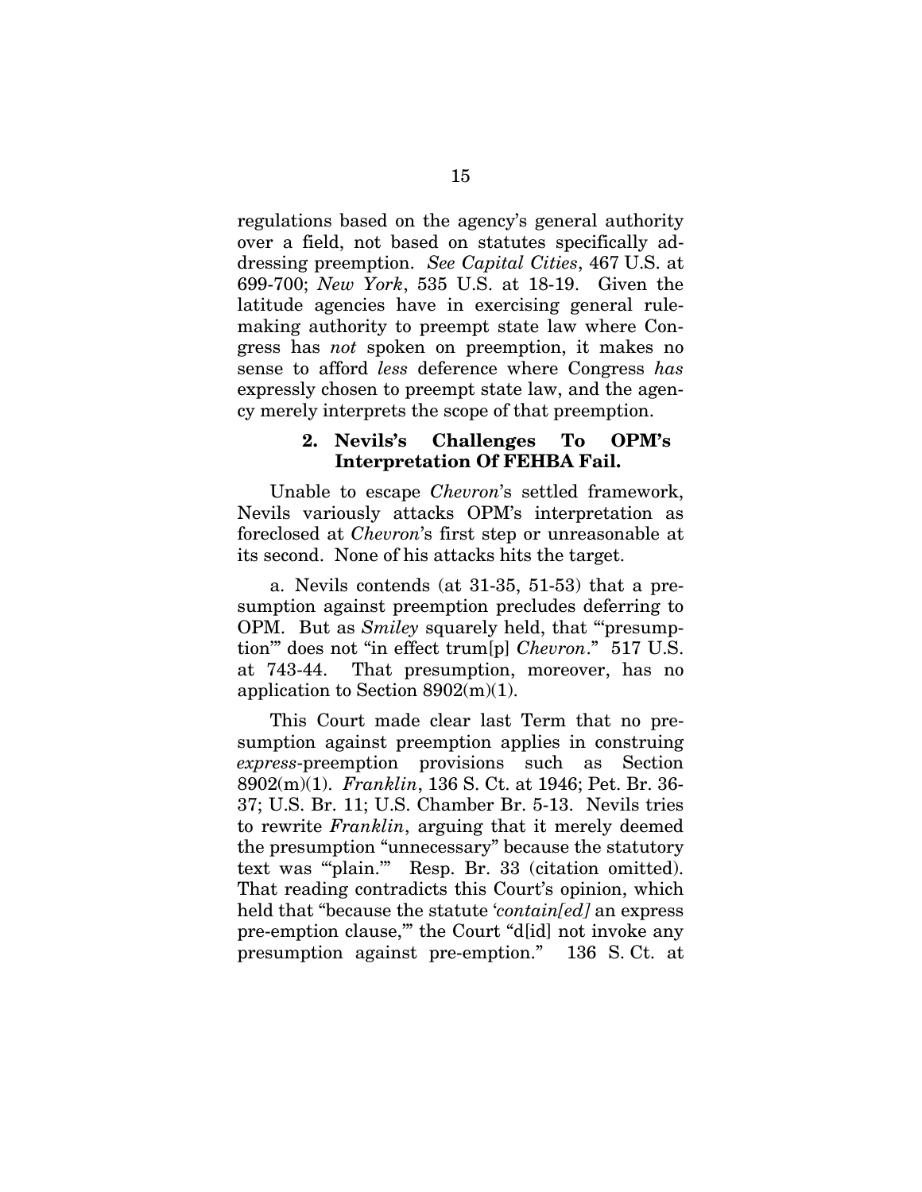regulations based on the agency's general authority over a field, not based on statutes specifically addressing preemption. *See Capital Cities*, 467 U.S. at 699-700; *New York*, 535 U.S. at 18-19. Given the latitude agencies have in exercising general rulemaking authority to preempt state law where Congress has *not* spoken on preemption, it makes no sense to afford *less* deference where Congress *has* expressly chosen to preempt state law, and the agency merely interprets the scope of that preemption.

### 2. Nevils's Challenges To OPM's Interpretation Of FEHBA Fail.

Unable to escape *Chevron*'s settled framework, Nevils variously attacks OPM's interpretation as foreclosed at *Chevron*'s first step or unreasonable at its second. None of his attacks hits the target.

a. Nevils contends (at 31-35, 51-53) that a presumption against preemption precludes deferring to OPM. But as *Smiley* squarely held, that "'presumption'" does not "in effect trum[p] *Chevron*." 517 U.S. at 743-44. That presumption, moreover, has no application to Section 8902(m)(1).

This Court made clear last Term that no presumption against preemption applies in construing *express*-preemption provisions such as Section 8902(m)(1). *Franklin*, 136 S. Ct. at 1946; Pet. Br. 36-37; U.S. Br. 11; U.S. Chamber Br. 5-13. Nevils tries to rewrite *Franklin*, arguing that it merely deemed the presumption "unnecessary" because the statutory text was "'plain.'" Resp. Br. 33 (citation omitted). That reading contradicts this Court's opinion, which held that "because the statute '*contain[ed]* an express pre-emption clause,'" the Court "d[id] not invoke any presumption against pre-emption." 136 S. Ct. at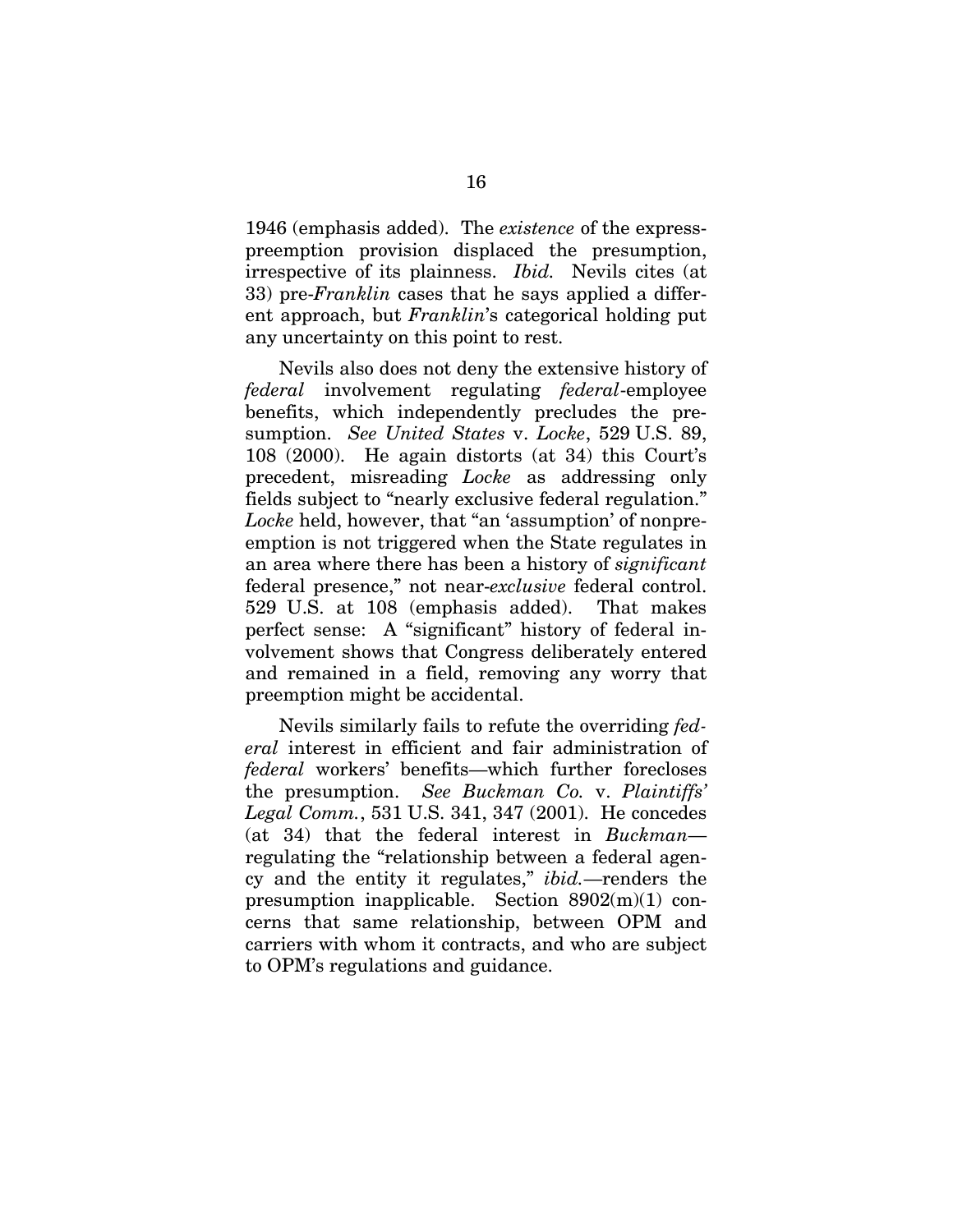1946 (emphasis added). The *existence* of the express-preemption provision displaced the presumption, irrespective of its plainness. *Ibid.* Nevils cites (at 33) pre-*Franklin* cases that he says applied a different approach, but *Franklin*'s categorical holding put any uncertainty on this point to rest.

Nevils also does not deny the extensive history of *federal* involvement regulating *federal*-employee benefits, which independently precludes the presumption. *See United States* v. *Locke*, 529 U.S. 89, 108 (2000). He again distorts (at 34) this Court's precedent, misreading *Locke* as addressing only fields subject to "nearly exclusive federal regulation." *Locke* held, however, that "an 'assumption' of nonpreemption is not triggered when the State regulates in an area where there has been a history of *significant* federal presence," not near-*exclusive* federal control. 529 U.S. at 108 (emphasis added). That makes perfect sense: A "significant" history of federal involvement shows that Congress deliberately entered and remained in a field, removing any worry that preemption might be accidental.

Nevils similarly fails to refute the overriding *federal* interest in efficient and fair administration of *federal* workers' benefits—which further forecloses the presumption. *See Buckman Co.* v. *Plaintiffs' Legal Comm.*, 531 U.S. 341, 347 (2001). He concedes (at 34) that the federal interest in *Buckman*—regulating the "relationship between a federal agency and the entity it regulates," *ibid.*—renders the presumption inapplicable. Section 8902(m)(1) concerns that same relationship, between OPM and carriers with whom it contracts, and who are subject to OPM's regulations and guidance.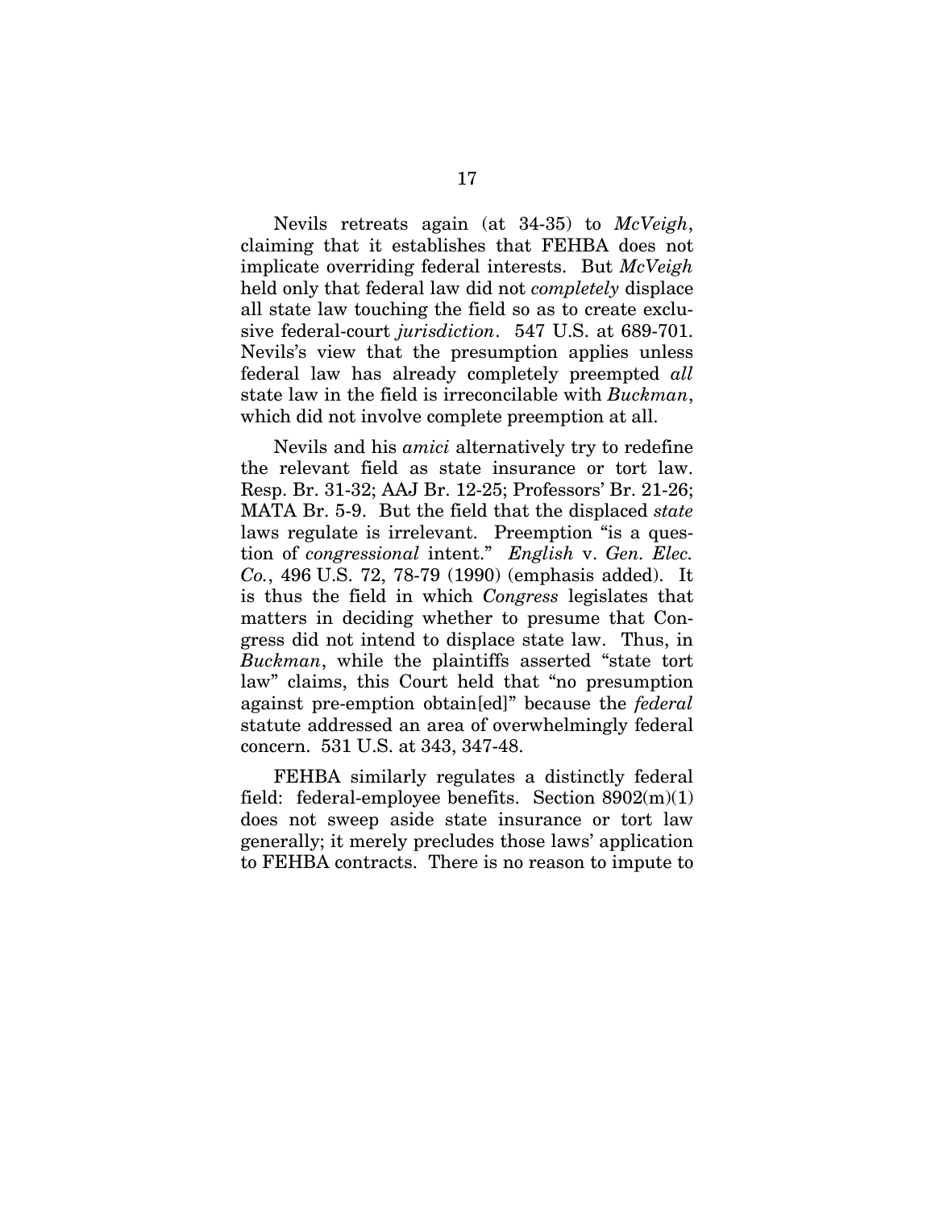Nevils retreats again (at 34-35) to *McVeigh*, claiming that it establishes that FEHBA does not implicate overriding federal interests. But *McVeigh* held only that federal law did not *completely* displace all state law touching the field so as to create exclusive federal-court *jurisdiction*. 547 U.S. at 689-701. Nevils's view that the presumption applies unless federal law has already completely preempted *all* state law in the field is irreconcilable with *Buckman*, which did not involve complete preemption at all.

Nevils and his *amici* alternatively try to redefine the relevant field as state insurance or tort law. Resp. Br. 31-32; AAJ Br. 12-25; Professors' Br. 21-26; MATA Br. 5-9. But the field that the displaced *state* laws regulate is irrelevant. Preemption "is a question of *congressional* intent." *English* v. *Gen. Elec. Co.*, 496 U.S. 72, 78-79 (1990) (emphasis added). It is thus the field in which *Congress* legislates that matters in deciding whether to presume that Congress did not intend to displace state law. Thus, in *Buckman*, while the plaintiffs asserted "state tort law" claims, this Court held that "no presumption against pre-emption obtain[ed]" because the *federal* statute addressed an area of overwhelmingly federal concern. 531 U.S. at 343, 347-48.

FEHBA similarly regulates a distinctly federal field: federal-employee benefits. Section 8902(m)(1) does not sweep aside state insurance or tort law generally; it merely precludes those laws' application to FEHBA contracts. There is no reason to impute to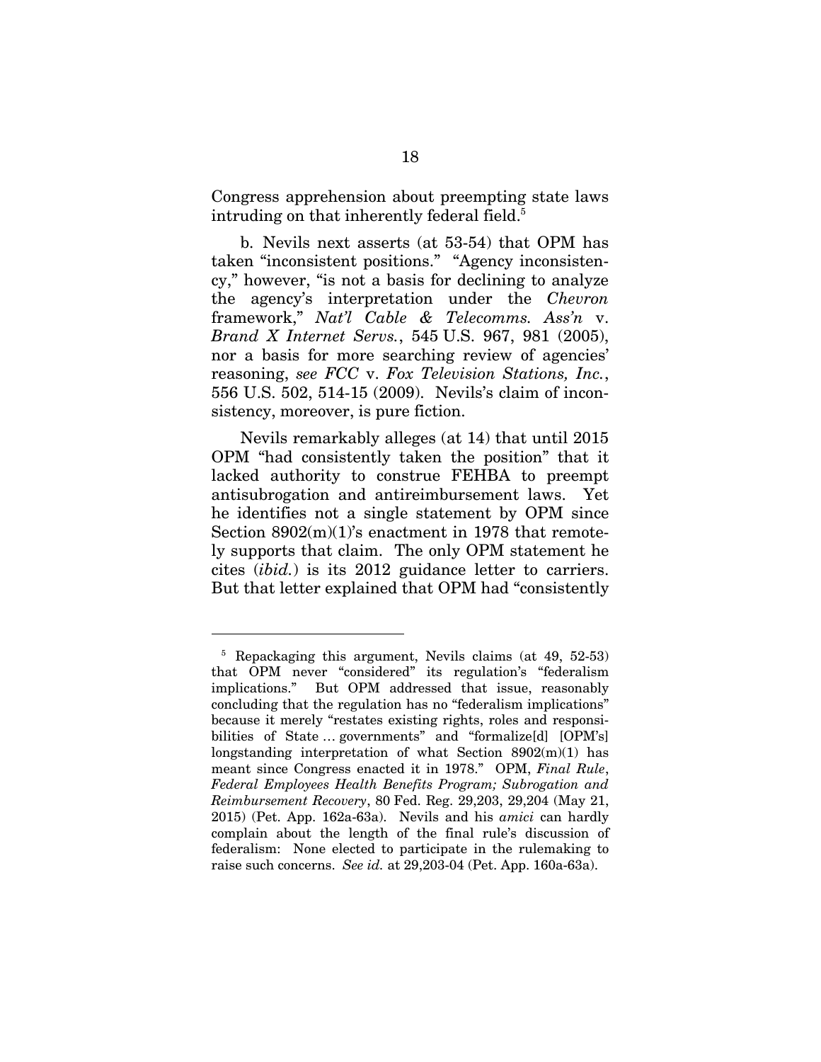Congress apprehension about preempting state laws intruding on that inherently federal field.[5]

b. Nevils next asserts (at 53-54) that OPM has taken "inconsistent positions." "Agency inconsistency," however, "is not a basis for declining to analyze the agency's interpretation under the *Chevron* framework," *Nat'l Cable & Telecomms. Ass'n* v. *Brand X Internet Servs.*, 545 U.S. 967, 981 (2005), nor a basis for more searching review of agencies' reasoning, *see FCC* v. *Fox Television Stations, Inc.*, 556 U.S. 502, 514-15 (2009). Nevils's claim of inconsistency, moreover, is pure fiction.

Nevils remarkably alleges (at 14) that until 2015 OPM "had consistently taken the position" that it lacked authority to construe FEHBA to preempt antisubrogation and antireimbursement laws. Yet he identifies not a single statement by OPM since Section 8902(m)(1)'s enactment in 1978 that remotely supports that claim. The only OPM statement he cites (*ibid.*) is its 2012 guidance letter to carriers. But that letter explained that OPM had "consistently

---

[5] Repackaging this argument, Nevils claims (at 49, 52-53) that OPM never "considered" its regulation's "federalism implications." But OPM addressed that issue, reasonably concluding that the regulation has no "federalism implications" because it merely "restates existing rights, roles and responsibilities of State … governments" and "formalize[d] [OPM's] longstanding interpretation of what Section 8902(m)(1) has meant since Congress enacted it in 1978." OPM, *Final Rule*, *Federal Employees Health Benefits Program; Subrogation and Reimbursement Recovery*, 80 Fed. Reg. 29,203, 29,204 (May 21, 2015) (Pet. App. 162a-63a). Nevils and his *amici* can hardly complain about the length of the final rule's discussion of federalism: None elected to participate in the rulemaking to raise such concerns. *See id.* at 29,203-04 (Pet. App. 160a-63a).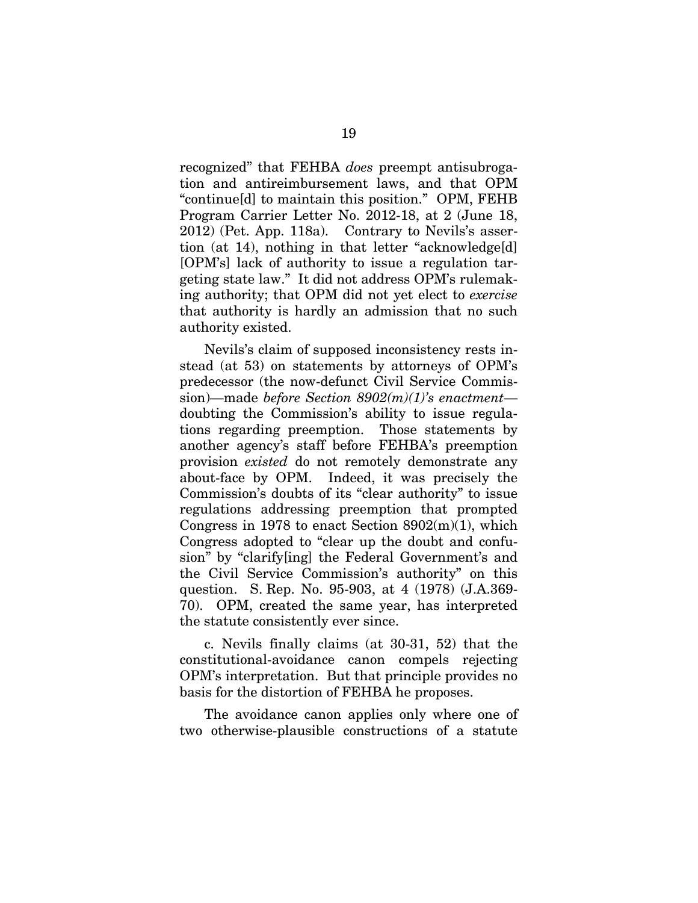recognized" that FEHBA *does* preempt antisubrogation and antireimbursement laws, and that OPM "continue[d] to maintain this position." OPM, FEHB Program Carrier Letter No. 2012-18, at 2 (June 18, 2012) (Pet. App. 118a). Contrary to Nevils's assertion (at 14), nothing in that letter "acknowledge[d] [OPM's] lack of authority to issue a regulation targeting state law." It did not address OPM's rulemaking authority; that OPM did not yet elect to *exercise* that authority is hardly an admission that no such authority existed.

Nevils's claim of supposed inconsistency rests instead (at 53) on statements by attorneys of OPM's predecessor (the now-defunct Civil Service Commission)—made *before Section 8902(m)(1)'s enactment*—doubting the Commission's ability to issue regulations regarding preemption. Those statements by another agency's staff before FEHBA's preemption provision *existed* do not remotely demonstrate any about-face by OPM. Indeed, it was precisely the Commission's doubts of its "clear authority" to issue regulations addressing preemption that prompted Congress in 1978 to enact Section 8902(m)(1), which Congress adopted to "clear up the doubt and confusion" by "clarify[ing] the Federal Government's and the Civil Service Commission's authority" on this question. S. Rep. No. 95-903, at 4 (1978) (J.A.369-70). OPM, created the same year, has interpreted the statute consistently ever since.

c. Nevils finally claims (at 30-31, 52) that the constitutional-avoidance canon compels rejecting OPM's interpretation. But that principle provides no basis for the distortion of FEHBA he proposes.

The avoidance canon applies only where one of two otherwise-plausible constructions of a statute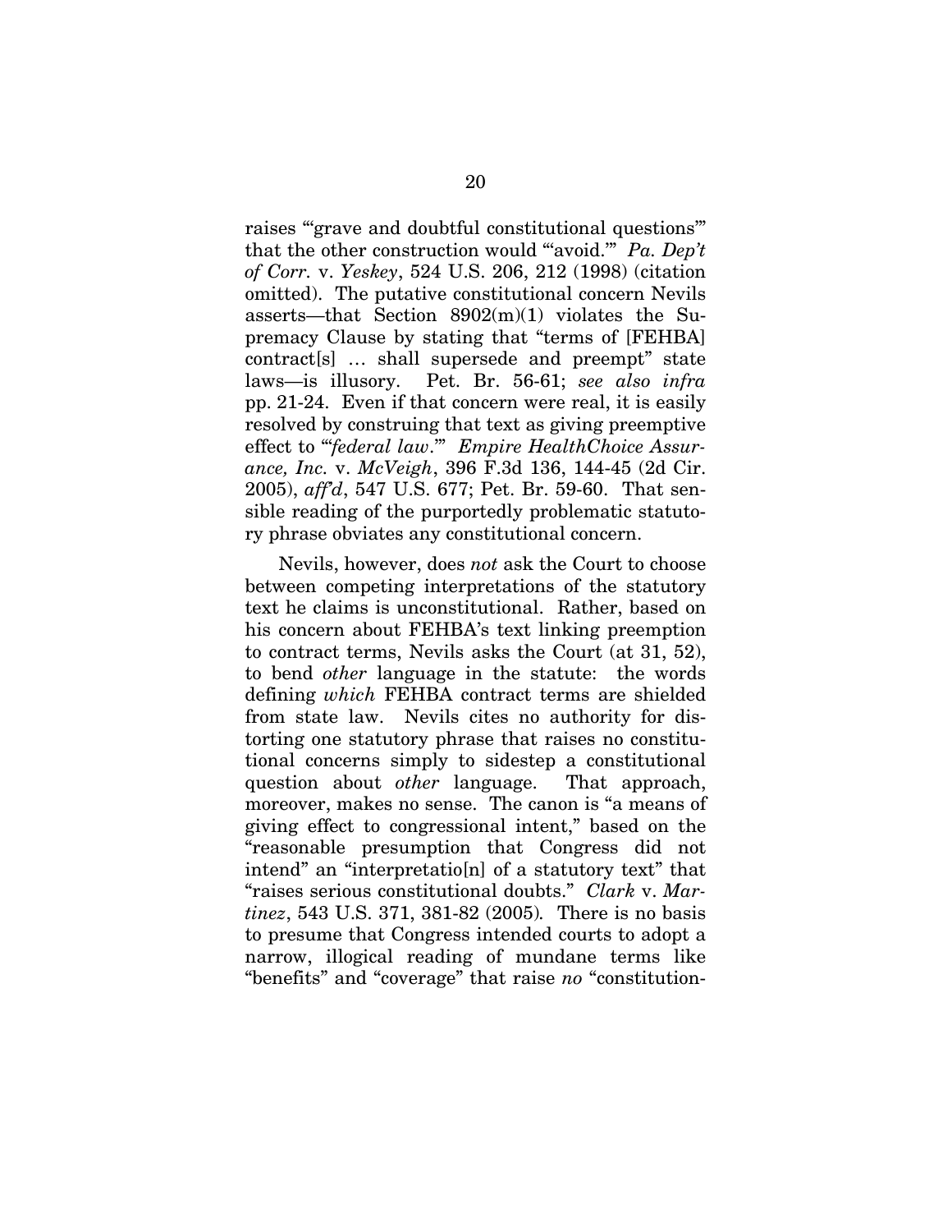raises "'grave and doubtful constitutional questions'" that the other construction would "'avoid.'" *Pa. Dep't of Corr.* v. *Yeskey*, 524 U.S. 206, 212 (1998) (citation omitted). The putative constitutional concern Nevils asserts—that Section 8902(m)(1) violates the Supremacy Clause by stating that "terms of [FEHBA] contract[s] … shall supersede and preempt" state laws—is illusory. Pet. Br. 56-61; *see also infra* pp. 21-24. Even if that concern were real, it is easily resolved by construing that text as giving preemptive effect to "'*federal law*.'" *Empire HealthChoice Assurance, Inc.* v. *McVeigh*, 396 F.3d 136, 144-45 (2d Cir. 2005), *aff'd*, 547 U.S. 677; Pet. Br. 59-60. That sensible reading of the purportedly problematic statutory phrase obviates any constitutional concern.

Nevils, however, does *not* ask the Court to choose between competing interpretations of the statutory text he claims is unconstitutional. Rather, based on his concern about FEHBA's text linking preemption to contract terms, Nevils asks the Court (at 31, 52), to bend *other* language in the statute: the words defining *which* FEHBA contract terms are shielded from state law. Nevils cites no authority for distorting one statutory phrase that raises no constitutional concerns simply to sidestep a constitutional question about *other* language. That approach, moreover, makes no sense. The canon is "a means of giving effect to congressional intent," based on the "reasonable presumption that Congress did not intend" an "interpretatio[n] of a statutory text" that "raises serious constitutional doubts." *Clark* v. *Martinez*, 543 U.S. 371, 381-82 (2005). There is no basis to presume that Congress intended courts to adopt a narrow, illogical reading of mundane terms like "benefits" and "coverage" that raise *no* "constitution-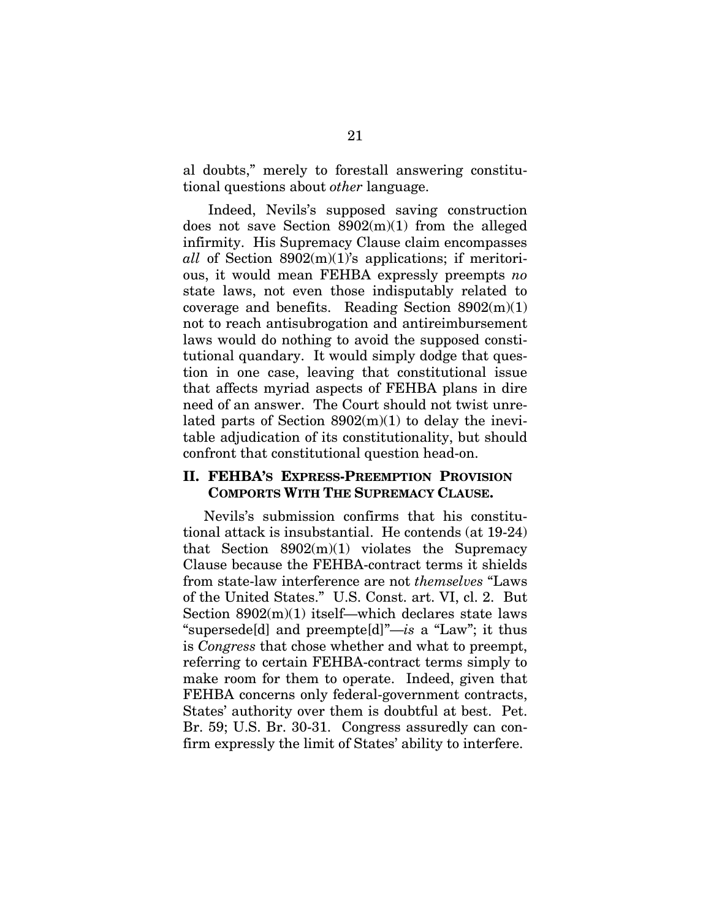al doubts," merely to forestall answering constitutional questions about *other* language.

Indeed, Nevils's supposed saving construction does not save Section 8902(m)(1) from the alleged infirmity. His Supremacy Clause claim encompasses *all* of Section 8902(m)(1)'s applications; if meritorious, it would mean FEHBA expressly preempts *no* state laws, not even those indisputably related to coverage and benefits. Reading Section 8902(m)(1) not to reach antisubrogation and antireimbursement laws would do nothing to avoid the supposed constitutional quandary. It would simply dodge that question in one case, leaving that constitutional issue that affects myriad aspects of FEHBA plans in dire need of an answer. The Court should not twist unrelated parts of Section 8902(m)(1) to delay the inevitable adjudication of its constitutionality, but should confront that constitutional question head-on.

## II. FEHBA'S EXPRESS-PREEMPTION PROVISION COMPORTS WITH THE SUPREMACY CLAUSE.

Nevils's submission confirms that his constitutional attack is insubstantial. He contends (at 19-24) that Section 8902(m)(1) violates the Supremacy Clause because the FEHBA-contract terms it shields from state-law interference are not *themselves* "Laws of the United States." U.S. Const. art. VI, cl. 2. But Section 8902(m)(1) itself—which declares state laws "supersede[d] and preempte[d]"—*is* a "Law"; it thus is *Congress* that chose whether and what to preempt, referring to certain FEHBA-contract terms simply to make room for them to operate. Indeed, given that FEHBA concerns only federal-government contracts, States' authority over them is doubtful at best. Pet. Br. 59; U.S. Br. 30-31. Congress assuredly can confirm expressly the limit of States' ability to interfere.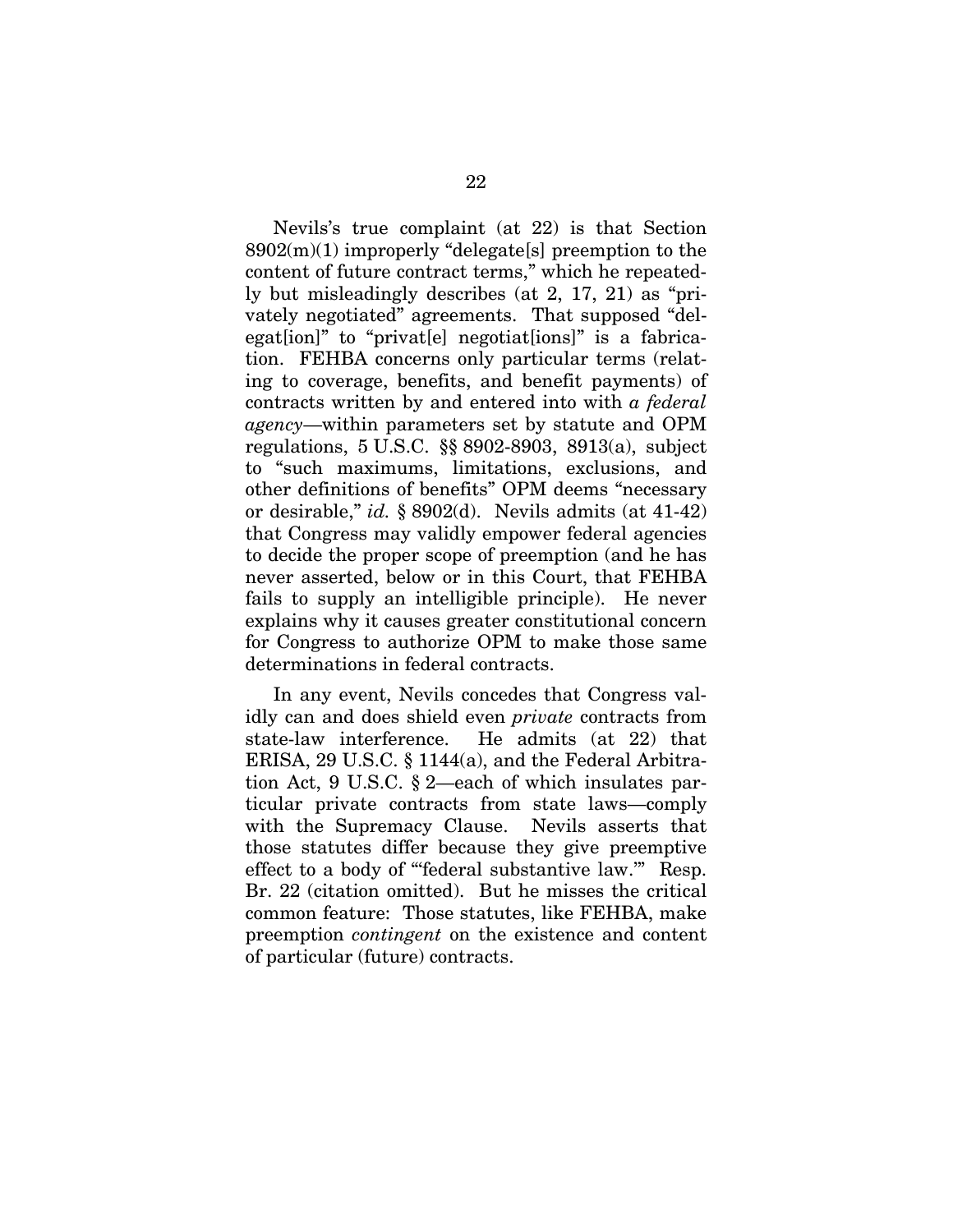Nevils's true complaint (at 22) is that Section 8902(m)(1) improperly "delegate[s] preemption to the content of future contract terms," which he repeatedly but misleadingly describes (at 2, 17, 21) as "privately negotiated" agreements. That supposed "delegat[ion]" to "privat[e] negotiat[ions]" is a fabrication. FEHBA concerns only particular terms (relating to coverage, benefits, and benefit payments) of contracts written by and entered into with *a federal agency*—within parameters set by statute and OPM regulations, 5 U.S.C. §§ 8902-8903, 8913(a), subject to "such maximums, limitations, exclusions, and other definitions of benefits" OPM deems "necessary or desirable," *id.* § 8902(d). Nevils admits (at 41-42) that Congress may validly empower federal agencies to decide the proper scope of preemption (and he has never asserted, below or in this Court, that FEHBA fails to supply an intelligible principle). He never explains why it causes greater constitutional concern for Congress to authorize OPM to make those same determinations in federal contracts.

In any event, Nevils concedes that Congress validly can and does shield even *private* contracts from state-law interference. He admits (at 22) that ERISA, 29 U.S.C. § 1144(a), and the Federal Arbitration Act, 9 U.S.C. § 2—each of which insulates particular private contracts from state laws—comply with the Supremacy Clause. Nevils asserts that those statutes differ because they give preemptive effect to a body of "'federal substantive law.'" Resp. Br. 22 (citation omitted). But he misses the critical common feature: Those statutes, like FEHBA, make preemption *contingent* on the existence and content of particular (future) contracts.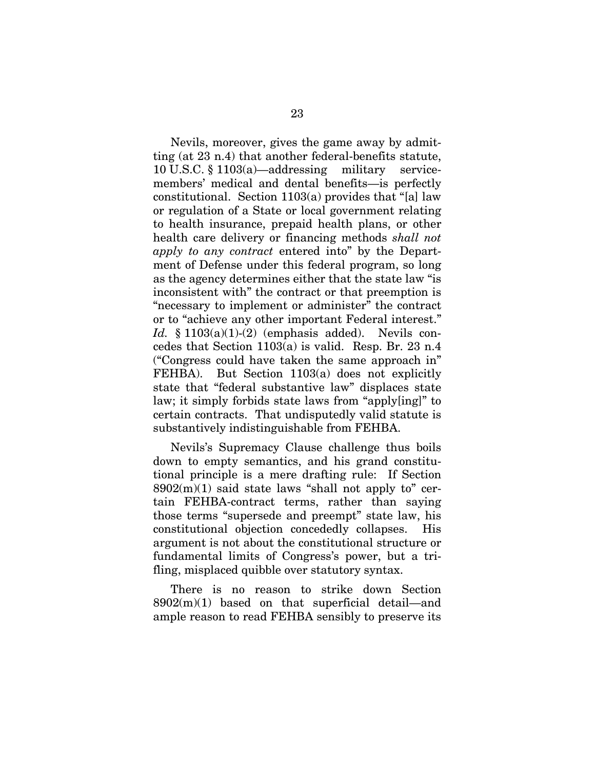Nevils, moreover, gives the game away by admitting (at 23 n.4) that another federal-benefits statute, 10 U.S.C. § 1103(a)—addressing military servicemembers' medical and dental benefits—is perfectly constitutional. Section 1103(a) provides that "[a] law or regulation of a State or local government relating to health insurance, prepaid health plans, or other health care delivery or financing methods *shall not apply to any contract* entered into" by the Department of Defense under this federal program, so long as the agency determines either that the state law "is inconsistent with" the contract or that preemption is "necessary to implement or administer" the contract or to "achieve any other important Federal interest." *Id.* § 1103(a)(1)-(2) (emphasis added). Nevils concedes that Section 1103(a) is valid. Resp. Br. 23 n.4 ("Congress could have taken the same approach in" FEHBA). But Section 1103(a) does not explicitly state that "federal substantive law" displaces state law; it simply forbids state laws from "apply[ing]" to certain contracts. That undisputedly valid statute is substantively indistinguishable from FEHBA.

Nevils's Supremacy Clause challenge thus boils down to empty semantics, and his grand constitutional principle is a mere drafting rule: If Section 8902(m)(1) said state laws "shall not apply to" certain FEHBA-contract terms, rather than saying those terms "supersede and preempt" state law, his constitutional objection concededly collapses. His argument is not about the constitutional structure or fundamental limits of Congress's power, but a trifling, misplaced quibble over statutory syntax.

There is no reason to strike down Section 8902(m)(1) based on that superficial detail—and ample reason to read FEHBA sensibly to preserve its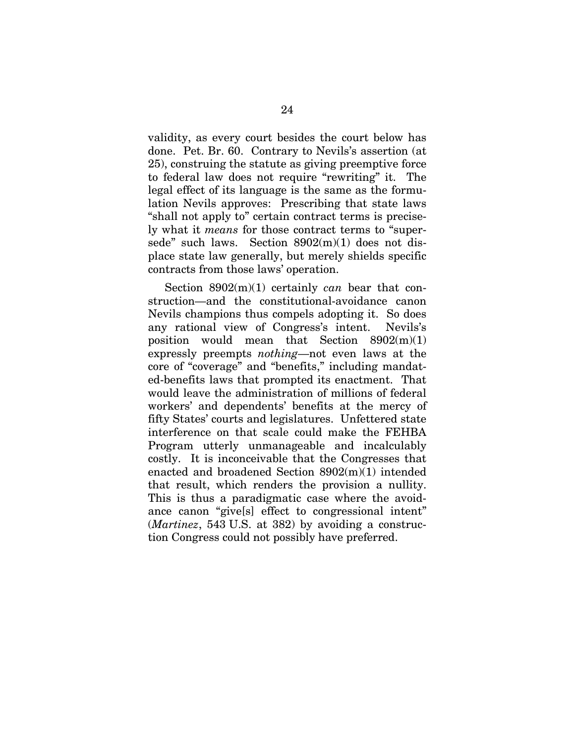validity, as every court besides the court below has done. Pet. Br. 60. Contrary to Nevils's assertion (at 25), construing the statute as giving preemptive force to federal law does not require "rewriting" it. The legal effect of its language is the same as the formulation Nevils approves: Prescribing that state laws "shall not apply to" certain contract terms is precisely what it *means* for those contract terms to "supersede" such laws. Section 8902(m)(1) does not displace state law generally, but merely shields specific contracts from those laws' operation.

Section 8902(m)(1) certainly *can* bear that construction—and the constitutional-avoidance canon Nevils champions thus compels adopting it. So does any rational view of Congress's intent. Nevils's position would mean that Section 8902(m)(1) expressly preempts *nothing*—not even laws at the core of "coverage" and "benefits," including mandated-benefits laws that prompted its enactment. That would leave the administration of millions of federal workers' and dependents' benefits at the mercy of fifty States' courts and legislatures. Unfettered state interference on that scale could make the FEHBA Program utterly unmanageable and incalculably costly. It is inconceivable that the Congresses that enacted and broadened Section 8902(m)(1) intended that result, which renders the provision a nullity. This is thus a paradigmatic case where the avoidance canon "give[s] effect to congressional intent" (*Martinez*, 543 U.S. at 382) by avoiding a construction Congress could not possibly have preferred.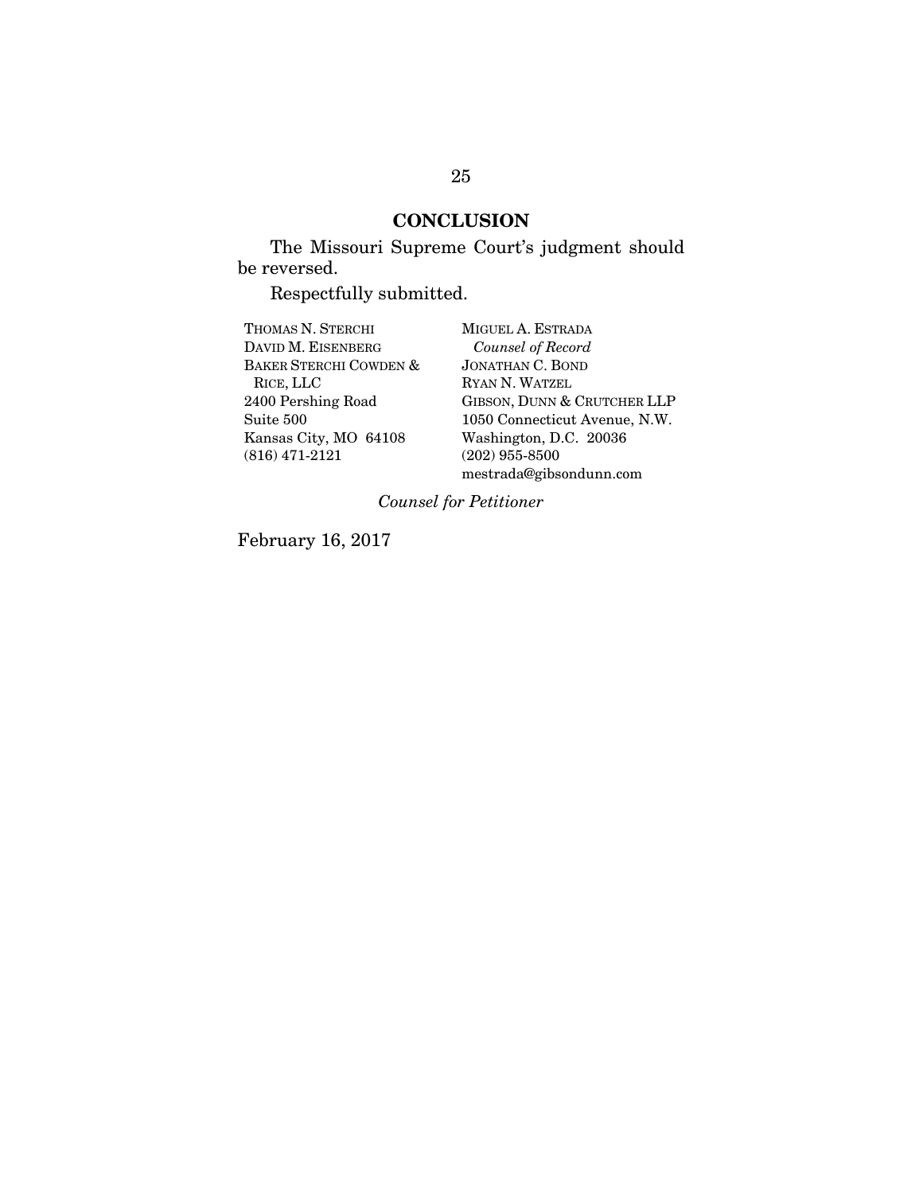## CONCLUSION

The Missouri Supreme Court's judgment should be reversed.

Respectfully submitted.

THOMAS N. STERCHI
DAVID M. EISENBERG
BAKER STERCHI COWDEN & RICE, LLC
2400 Pershing Road
Suite 500
Kansas City, MO 64108
(816) 471-2121

MIGUEL A. ESTRADA
*Counsel of Record*
JONATHAN C. BOND
RYAN N. WATZEL
GIBSON, DUNN & CRUTCHER LLP
1050 Connecticut Avenue, N.W.
Washington, D.C. 20036
(202) 955-8500
mestrada@gibsondunn.com

*Counsel for Petitioner*

February 16, 2017